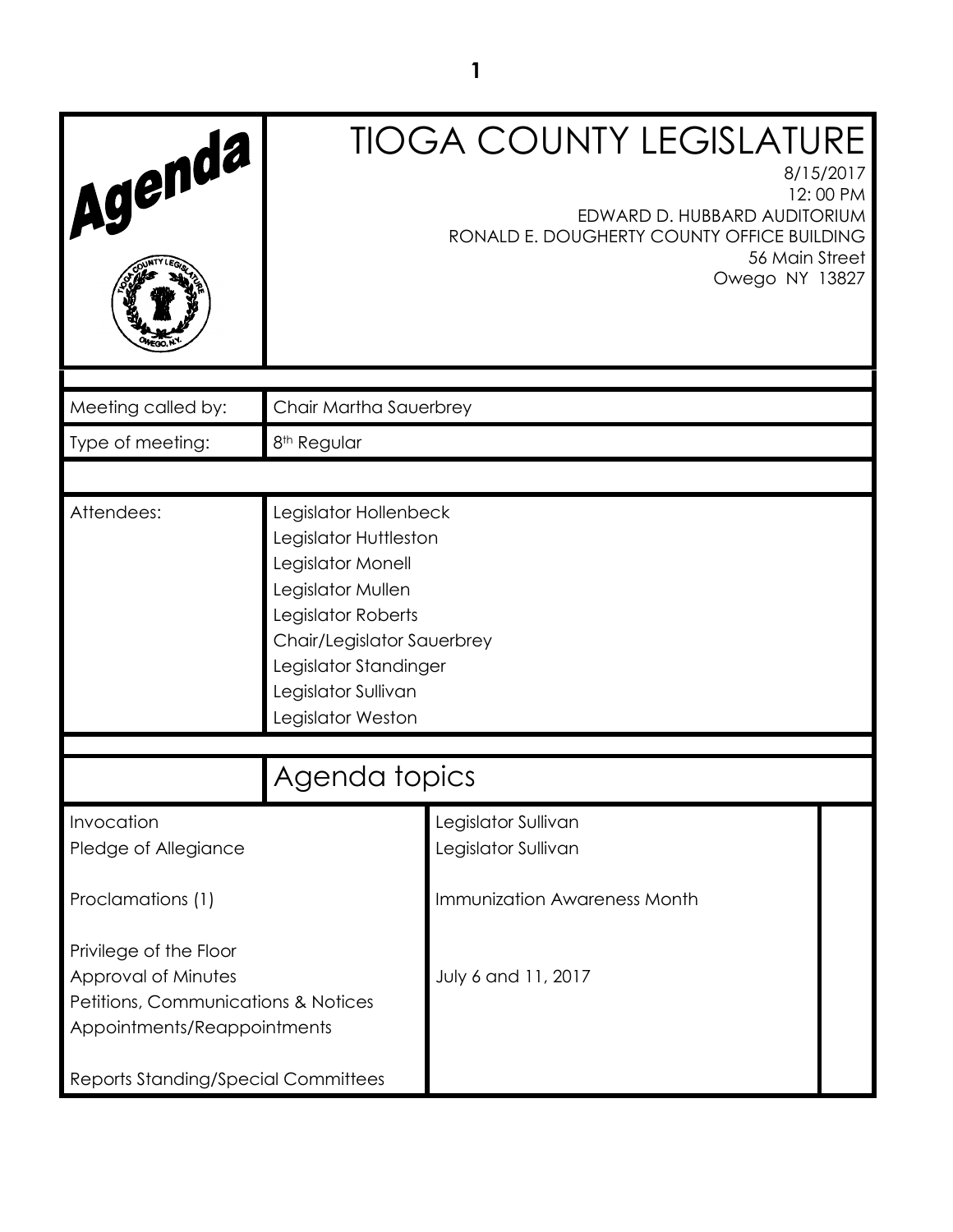# TIOGA COUNTY LEGISLATURE

8/15/2017
12:00 PM
EDWARD D. HUBBARD AUDITORIUM
RONALD E. DOUGHERTY COUNTY OFFICE BUILDING
56 Main Street
Owego NY 13827

| | |
|---|---|
| Meeting called by: | Chair Martha Sauerbrey |
| Type of meeting: | 8th Regular |

| | |
|---|---|
| Attendees: | Legislator Hollenbeck<br>Legislator Huttleston<br>Legislator Monell<br>Legislator Mullen<br>Legislator Roberts<br>Chair/Legislator Sauerbrey<br>Legislator Standinger<br>Legislator Sullivan<br>Legislator Weston |

## Agenda topics

| | |
|---|---|
| Invocation | Legislator Sullivan |
| Pledge of Allegiance | Legislator Sullivan |
| Proclamations (1) | Immunization Awareness Month |
| Privilege of the Floor | |
| Approval of Minutes | July 6 and 11, 2017 |
| Petitions, Communications & Notices | |
| Appointments/Reappointments | |
| Reports Standing/Special Committees | |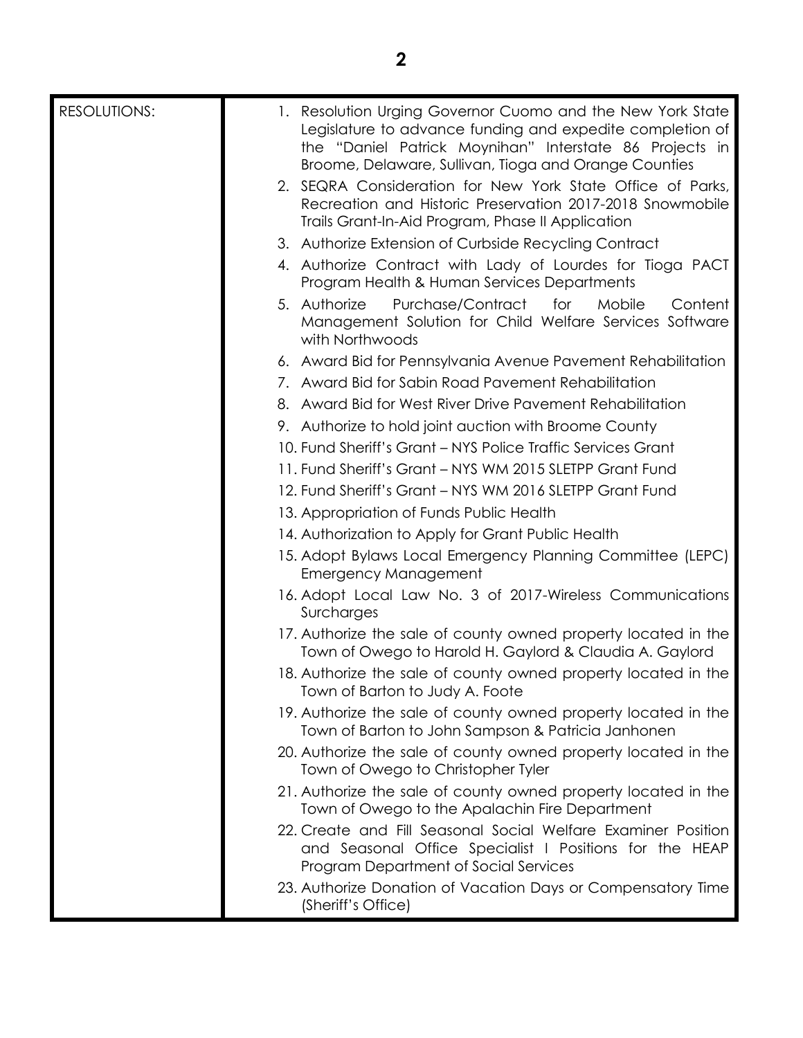| RESOLUTIONS: | 1. Resolution Urging Governor Cuomo and the New York State Legislature to advance funding and expedite completion of the "Daniel Patrick Moynihan" Interstate 86 Projects in Broome, Delaware, Sullivan, Tioga and Orange Counties<br>2. SEQRA Consideration for New York State Office of Parks, Recreation and Historic Preservation 2017-2018 Snowmobile Trails Grant-In-Aid Program, Phase II Application<br>3. Authorize Extension of Curbside Recycling Contract<br>4. Authorize Contract with Lady of Lourdes for Tioga PACT Program Health & Human Services Departments<br>5. Authorize Purchase/Contract for Mobile Content Management Solution for Child Welfare Services Software with Northwoods<br>6. Award Bid for Pennsylvania Avenue Pavement Rehabilitation<br>7. Award Bid for Sabin Road Pavement Rehabilitation<br>8. Award Bid for West River Drive Pavement Rehabilitation<br>9. Authorize to hold joint auction with Broome County<br>10. Fund Sheriff's Grant – NYS Police Traffic Services Grant<br>11. Fund Sheriff's Grant – NYS WM 2015 SLETPP Grant Fund<br>12. Fund Sheriff's Grant – NYS WM 2016 SLETPP Grant Fund<br>13. Appropriation of Funds Public Health<br>14. Authorization to Apply for Grant Public Health<br>15. Adopt Bylaws Local Emergency Planning Committee (LEPC) Emergency Management<br>16. Adopt Local Law No. 3 of 2017-Wireless Communications Surcharges<br>17. Authorize the sale of county owned property located in the Town of Owego to Harold H. Gaylord & Claudia A. Gaylord<br>18. Authorize the sale of county owned property located in the Town of Barton to Judy A. Foote<br>19. Authorize the sale of county owned property located in the Town of Barton to John Sampson & Patricia Janhonen<br>20. Authorize the sale of county owned property located in the Town of Owego to Christopher Tyler<br>21. Authorize the sale of county owned property located in the Town of Owego to the Apalachin Fire Department<br>22. Create and Fill Seasonal Social Welfare Examiner Position and Seasonal Office Specialist I Positions for the HEAP Program Department of Social Services<br>23. Authorize Donation of Vacation Days or Compensatory Time (Sheriff's Office) |
|---|---|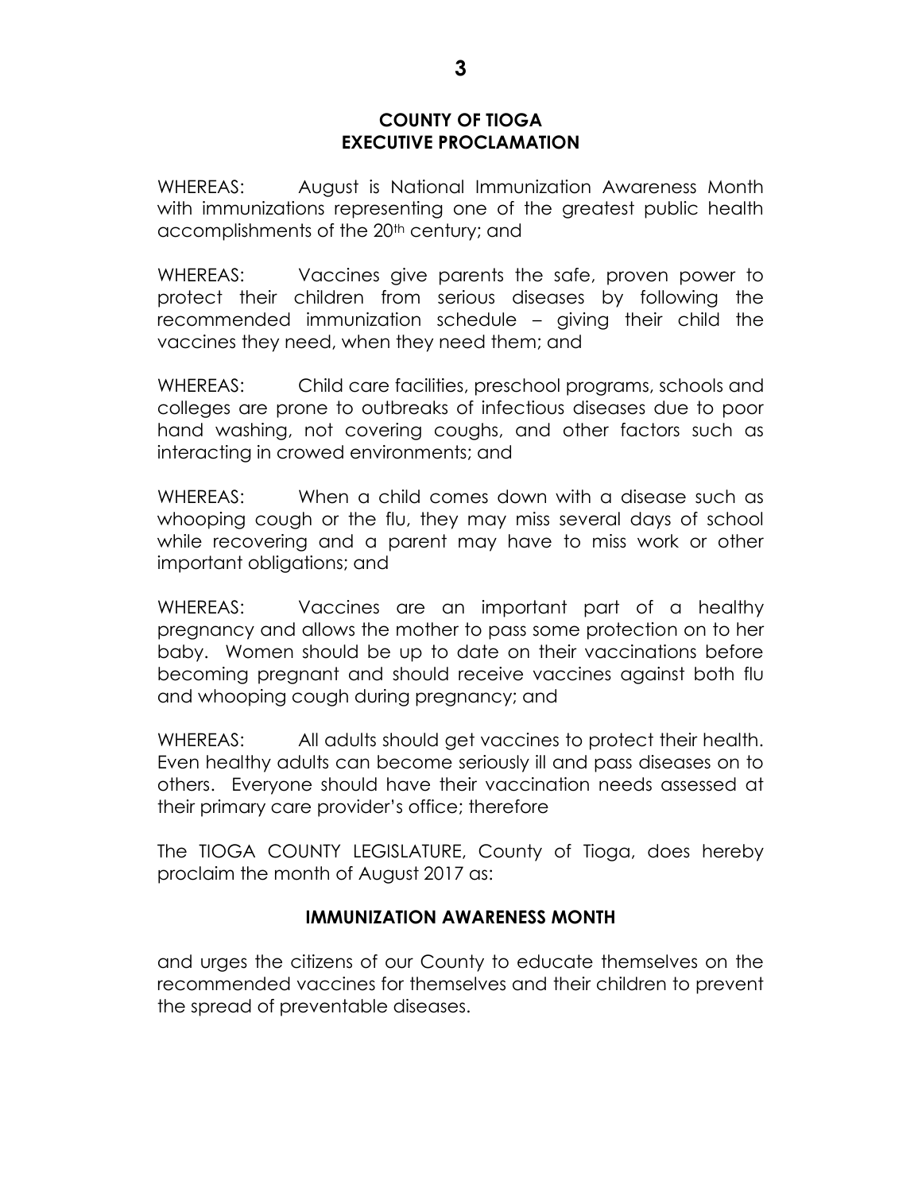**COUNTY OF TIOGA**
**EXECUTIVE PROCLAMATION**

WHEREAS: August is National Immunization Awareness Month with immunizations representing one of the greatest public health accomplishments of the 20th century; and

WHEREAS: Vaccines give parents the safe, proven power to protect their children from serious diseases by following the recommended immunization schedule – giving their child the vaccines they need, when they need them; and

WHEREAS: Child care facilities, preschool programs, schools and colleges are prone to outbreaks of infectious diseases due to poor hand washing, not covering coughs, and other factors such as interacting in crowed environments; and

WHEREAS: When a child comes down with a disease such as whooping cough or the flu, they may miss several days of school while recovering and a parent may have to miss work or other important obligations; and

WHEREAS: Vaccines are an important part of a healthy pregnancy and allows the mother to pass some protection on to her baby. Women should be up to date on their vaccinations before becoming pregnant and should receive vaccines against both flu and whooping cough during pregnancy; and

WHEREAS: All adults should get vaccines to protect their health. Even healthy adults can become seriously ill and pass diseases on to others. Everyone should have their vaccination needs assessed at their primary care provider's office; therefore

The TIOGA COUNTY LEGISLATURE, County of Tioga, does hereby proclaim the month of August 2017 as:

**IMMUNIZATION AWARENESS MONTH**

and urges the citizens of our County to educate themselves on the recommended vaccines for themselves and their children to prevent the spread of preventable diseases.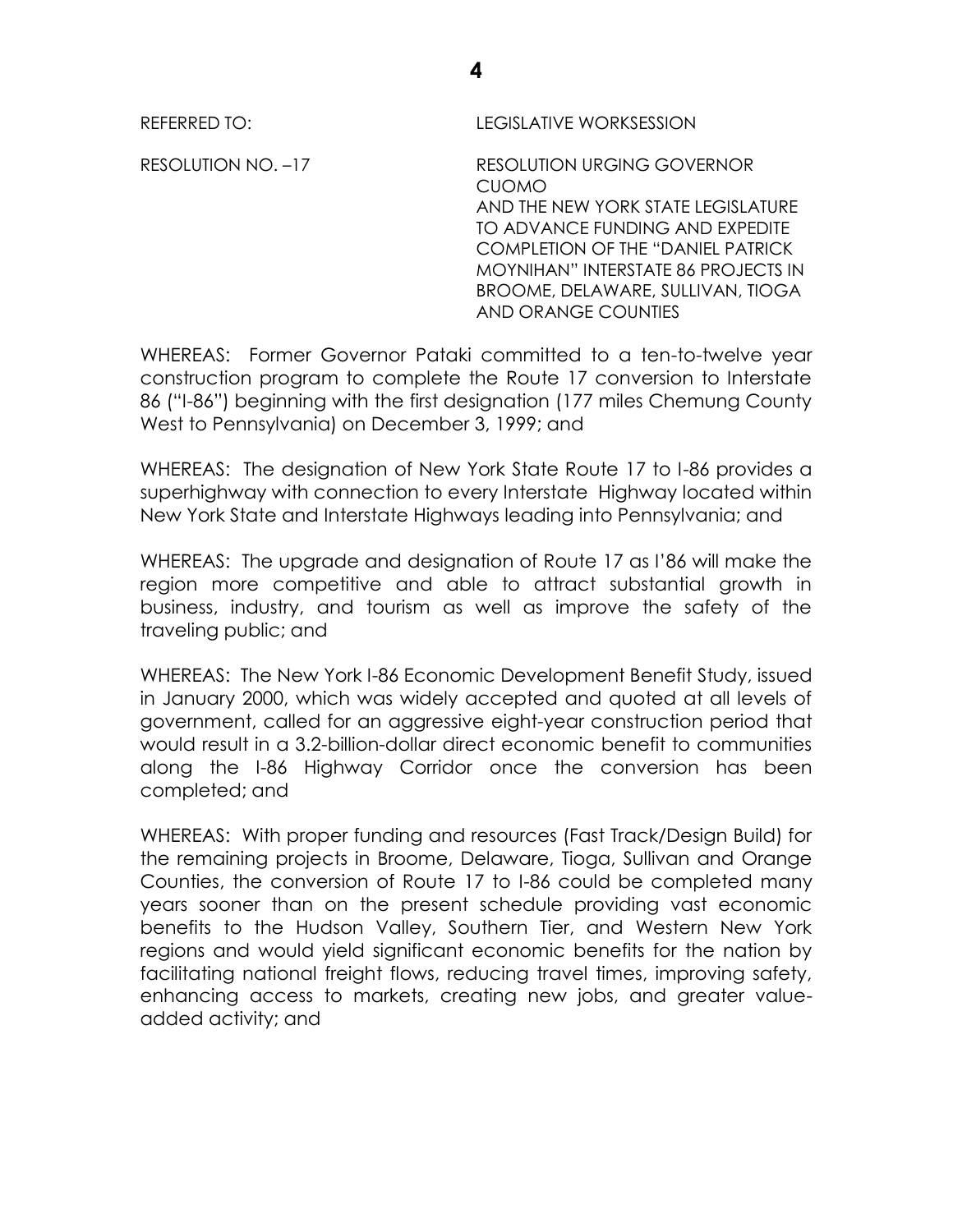REFERRED TO: LEGISLATIVE WORKSESSION

RESOLUTION NO. –17 RESOLUTION URGING GOVERNOR CUOMO AND THE NEW YORK STATE LEGISLATURE TO ADVANCE FUNDING AND EXPEDITE COMPLETION OF THE "DANIEL PATRICK MOYNIHAN" INTERSTATE 86 PROJECTS IN BROOME, DELAWARE, SULLIVAN, TIOGA AND ORANGE COUNTIES

WHEREAS: Former Governor Pataki committed to a ten-to-twelve year construction program to complete the Route 17 conversion to Interstate 86 ("I-86") beginning with the first designation (177 miles Chemung County West to Pennsylvania) on December 3, 1999; and

WHEREAS: The designation of New York State Route 17 to I-86 provides a superhighway with connection to every Interstate Highway located within New York State and Interstate Highways leading into Pennsylvania; and

WHEREAS: The upgrade and designation of Route 17 as I'86 will make the region more competitive and able to attract substantial growth in business, industry, and tourism as well as improve the safety of the traveling public; and

WHEREAS: The New York I-86 Economic Development Benefit Study, issued in January 2000, which was widely accepted and quoted at all levels of government, called for an aggressive eight-year construction period that would result in a 3.2-billion-dollar direct economic benefit to communities along the I-86 Highway Corridor once the conversion has been completed; and

WHEREAS: With proper funding and resources (Fast Track/Design Build) for the remaining projects in Broome, Delaware, Tioga, Sullivan and Orange Counties, the conversion of Route 17 to I-86 could be completed many years sooner than on the present schedule providing vast economic benefits to the Hudson Valley, Southern Tier, and Western New York regions and would yield significant economic benefits for the nation by facilitating national freight flows, reducing travel times, improving safety, enhancing access to markets, creating new jobs, and greater value-added activity; and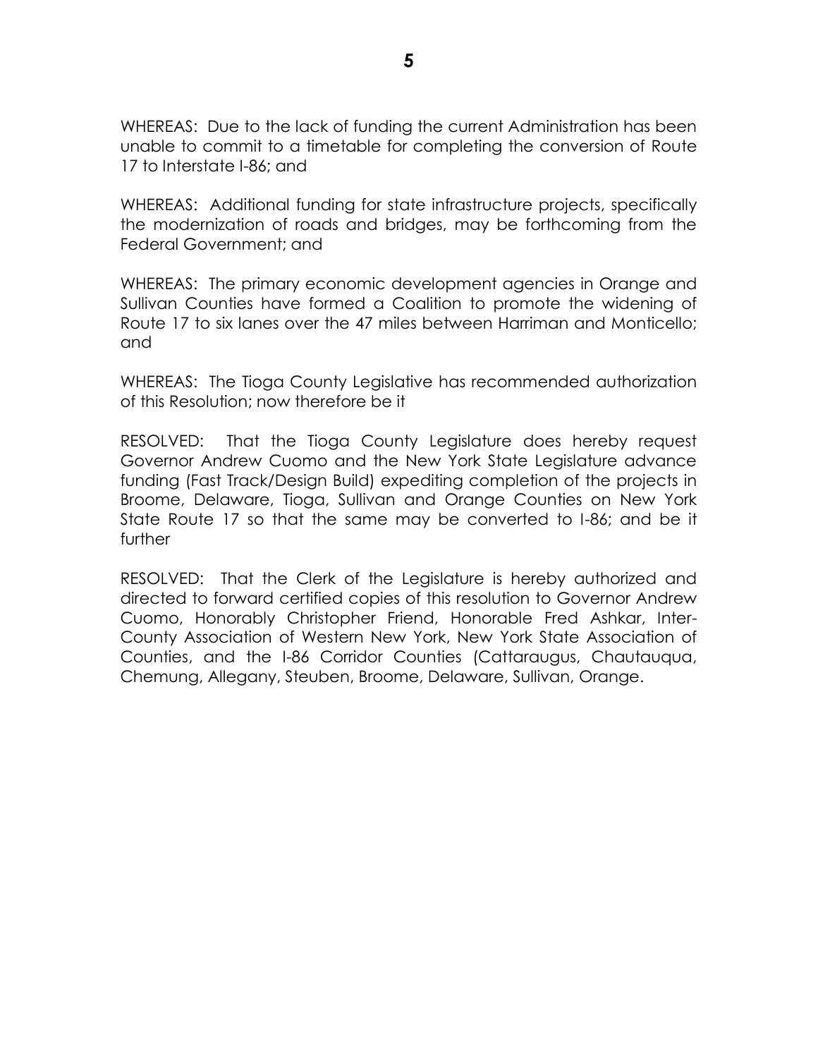WHEREAS: Due to the lack of funding the current Administration has been unable to commit to a timetable for completing the conversion of Route 17 to Interstate I-86; and

WHEREAS: Additional funding for state infrastructure projects, specifically the modernization of roads and bridges, may be forthcoming from the Federal Government; and

WHEREAS: The primary economic development agencies in Orange and Sullivan Counties have formed a Coalition to promote the widening of Route 17 to six lanes over the 47 miles between Harriman and Monticello; and

WHEREAS: The Tioga County Legislative has recommended authorization of this Resolution; now therefore be it

RESOLVED: That the Tioga County Legislature does hereby request Governor Andrew Cuomo and the New York State Legislature advance funding (Fast Track/Design Build) expediting completion of the projects in Broome, Delaware, Tioga, Sullivan and Orange Counties on New York State Route 17 so that the same may be converted to I-86; and be it further

RESOLVED: That the Clerk of the Legislature is hereby authorized and directed to forward certified copies of this resolution to Governor Andrew Cuomo, Honorably Christopher Friend, Honorable Fred Ashkar, Inter-County Association of Western New York, New York State Association of Counties, and the I-86 Corridor Counties (Cattaraugus, Chautauqua, Chemung, Allegany, Steuben, Broome, Delaware, Sullivan, Orange.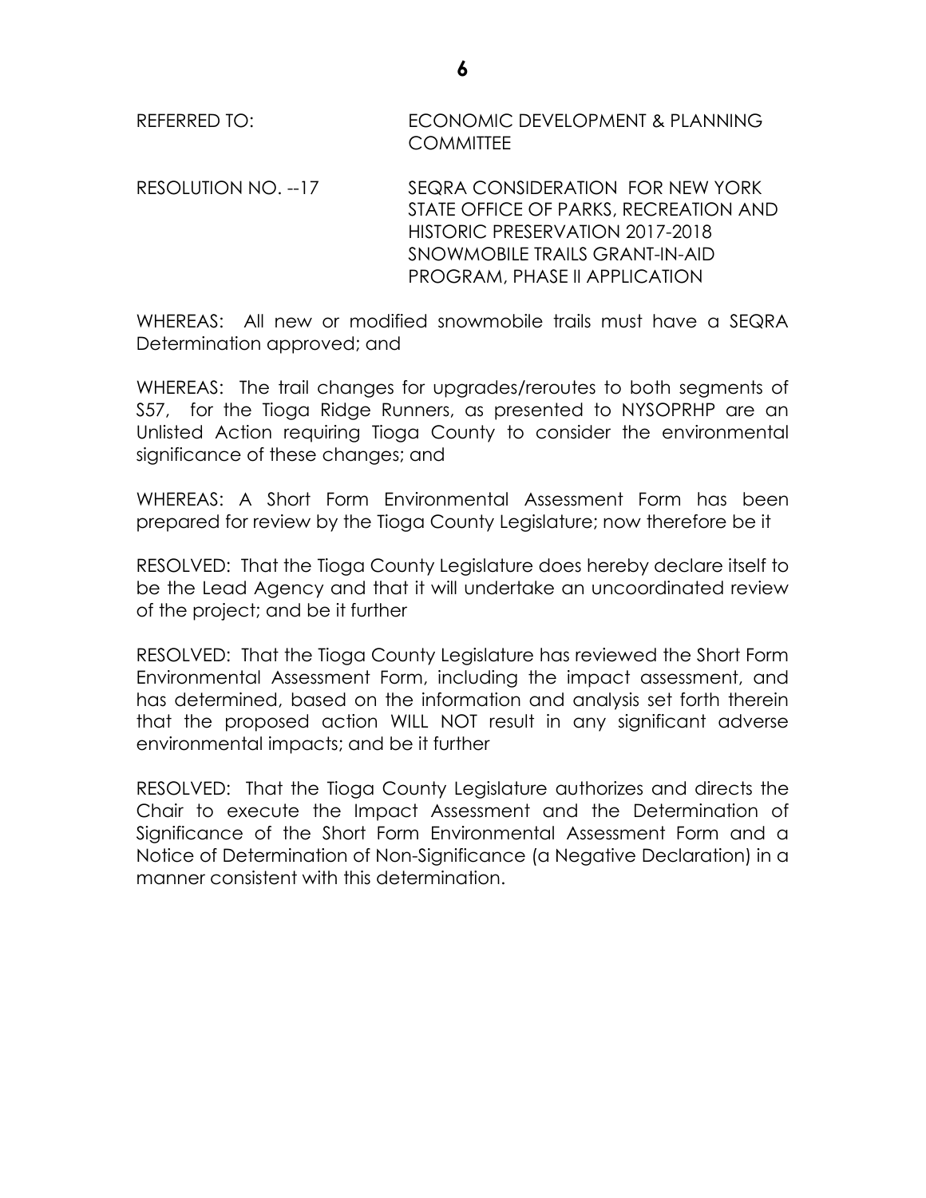REFERRED TO: ECONOMIC DEVELOPMENT & PLANNING COMMITTEE

RESOLUTION NO. --17 SEQRA CONSIDERATION FOR NEW YORK STATE OFFICE OF PARKS, RECREATION AND HISTORIC PRESERVATION 2017-2018 SNOWMOBILE TRAILS GRANT-IN-AID PROGRAM, PHASE II APPLICATION

WHEREAS: All new or modified snowmobile trails must have a SEQRA Determination approved; and

WHEREAS: The trail changes for upgrades/reroutes to both segments of S57, for the Tioga Ridge Runners, as presented to NYSOPRHP are an Unlisted Action requiring Tioga County to consider the environmental significance of these changes; and

WHEREAS: A Short Form Environmental Assessment Form has been prepared for review by the Tioga County Legislature; now therefore be it

RESOLVED: That the Tioga County Legislature does hereby declare itself to be the Lead Agency and that it will undertake an uncoordinated review of the project; and be it further

RESOLVED: That the Tioga County Legislature has reviewed the Short Form Environmental Assessment Form, including the impact assessment, and has determined, based on the information and analysis set forth therein that the proposed action WILL NOT result in any significant adverse environmental impacts; and be it further

RESOLVED: That the Tioga County Legislature authorizes and directs the Chair to execute the Impact Assessment and the Determination of Significance of the Short Form Environmental Assessment Form and a Notice of Determination of Non-Significance (a Negative Declaration) in a manner consistent with this determination.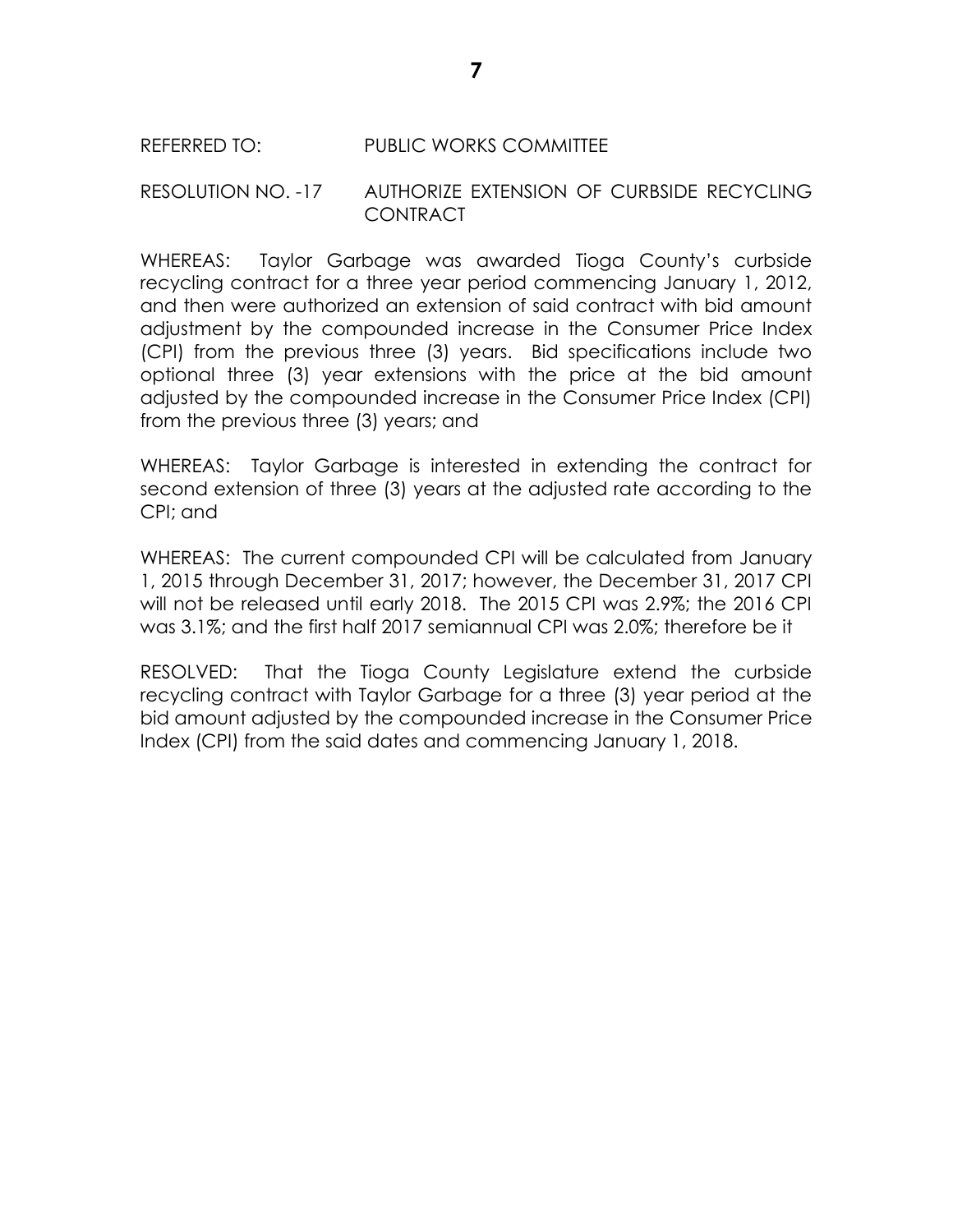REFERRED TO: PUBLIC WORKS COMMITTEE

RESOLUTION NO. -17 AUTHORIZE EXTENSION OF CURBSIDE RECYCLING CONTRACT

WHEREAS: Taylor Garbage was awarded Tioga County's curbside recycling contract for a three year period commencing January 1, 2012, and then were authorized an extension of said contract with bid amount adjustment by the compounded increase in the Consumer Price Index (CPI) from the previous three (3) years. Bid specifications include two optional three (3) year extensions with the price at the bid amount adjusted by the compounded increase in the Consumer Price Index (CPI) from the previous three (3) years; and

WHEREAS: Taylor Garbage is interested in extending the contract for second extension of three (3) years at the adjusted rate according to the CPI; and

WHEREAS: The current compounded CPI will be calculated from January 1, 2015 through December 31, 2017; however, the December 31, 2017 CPI will not be released until early 2018. The 2015 CPI was 2.9%; the 2016 CPI was 3.1%; and the first half 2017 semiannual CPI was 2.0%; therefore be it

RESOLVED: That the Tioga County Legislature extend the curbside recycling contract with Taylor Garbage for a three (3) year period at the bid amount adjusted by the compounded increase in the Consumer Price Index (CPI) from the said dates and commencing January 1, 2018.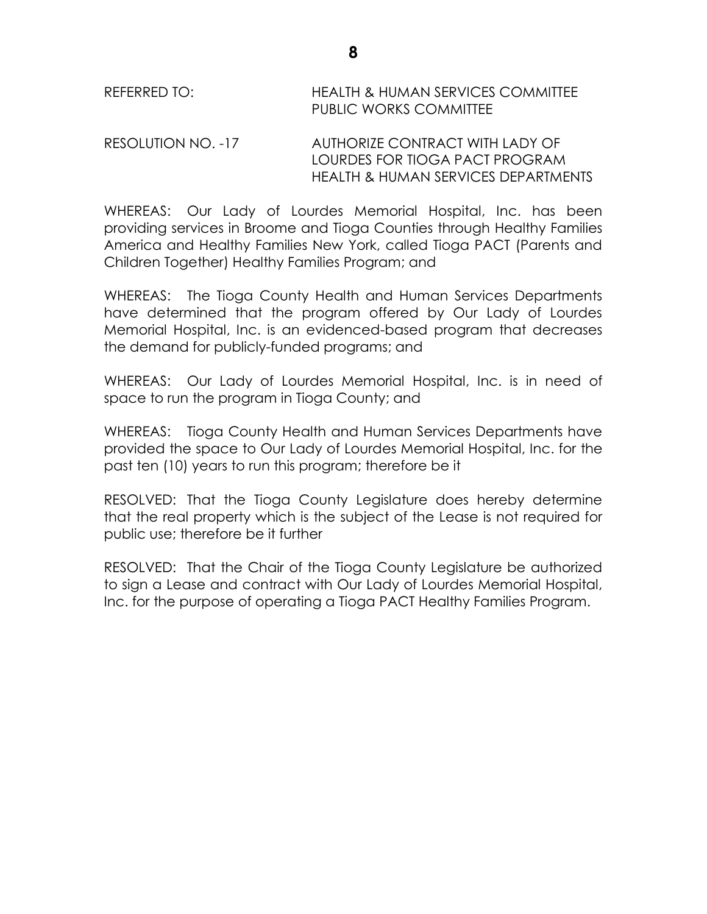REFERRED TO: HEALTH & HUMAN SERVICES COMMITTEE
PUBLIC WORKS COMMITTEE

RESOLUTION NO. -17 AUTHORIZE CONTRACT WITH LADY OF LOURDES FOR TIOGA PACT PROGRAM HEALTH & HUMAN SERVICES DEPARTMENTS

WHEREAS: Our Lady of Lourdes Memorial Hospital, Inc. has been providing services in Broome and Tioga Counties through Healthy Families America and Healthy Families New York, called Tioga PACT (Parents and Children Together) Healthy Families Program; and

WHEREAS: The Tioga County Health and Human Services Departments have determined that the program offered by Our Lady of Lourdes Memorial Hospital, Inc. is an evidenced-based program that decreases the demand for publicly-funded programs; and

WHEREAS: Our Lady of Lourdes Memorial Hospital, Inc. is in need of space to run the program in Tioga County; and

WHEREAS: Tioga County Health and Human Services Departments have provided the space to Our Lady of Lourdes Memorial Hospital, Inc. for the past ten (10) years to run this program; therefore be it

RESOLVED: That the Tioga County Legislature does hereby determine that the real property which is the subject of the Lease is not required for public use; therefore be it further

RESOLVED: That the Chair of the Tioga County Legislature be authorized to sign a Lease and contract with Our Lady of Lourdes Memorial Hospital, Inc. for the purpose of operating a Tioga PACT Healthy Families Program.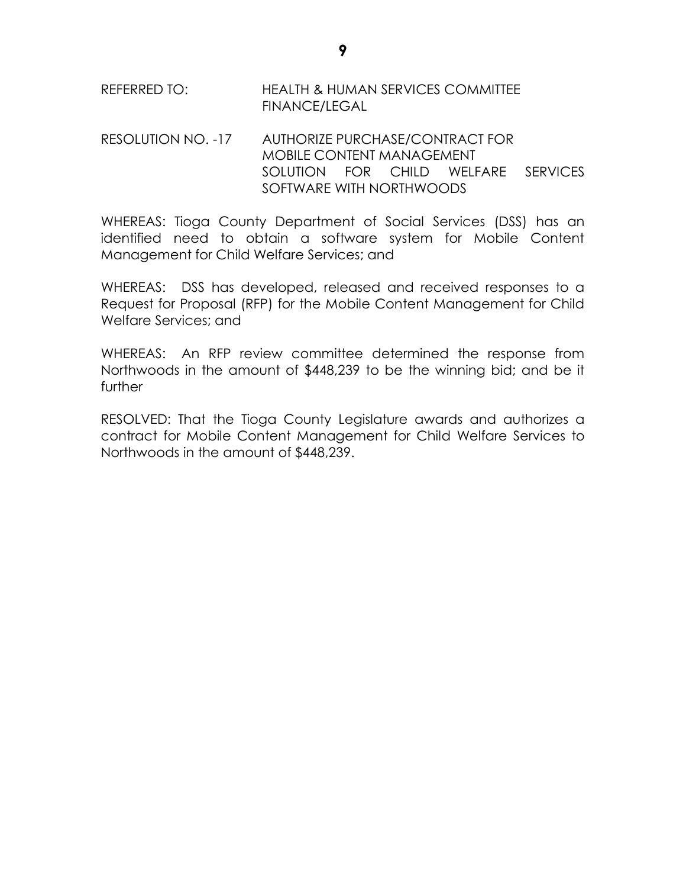REFERRED TO: HEALTH & HUMAN SERVICES COMMITTEE
FINANCE/LEGAL

RESOLUTION NO. -17 AUTHORIZE PURCHASE/CONTRACT FOR MOBILE CONTENT MANAGEMENT SOLUTION FOR CHILD WELFARE SERVICES SOFTWARE WITH NORTHWOODS

WHEREAS: Tioga County Department of Social Services (DSS) has an identified need to obtain a software system for Mobile Content Management for Child Welfare Services; and

WHEREAS: DSS has developed, released and received responses to a Request for Proposal (RFP) for the Mobile Content Management for Child Welfare Services; and

WHEREAS: An RFP review committee determined the response from Northwoods in the amount of $448,239 to be the winning bid; and be it further

RESOLVED: That the Tioga County Legislature awards and authorizes a contract for Mobile Content Management for Child Welfare Services to Northwoods in the amount of $448,239.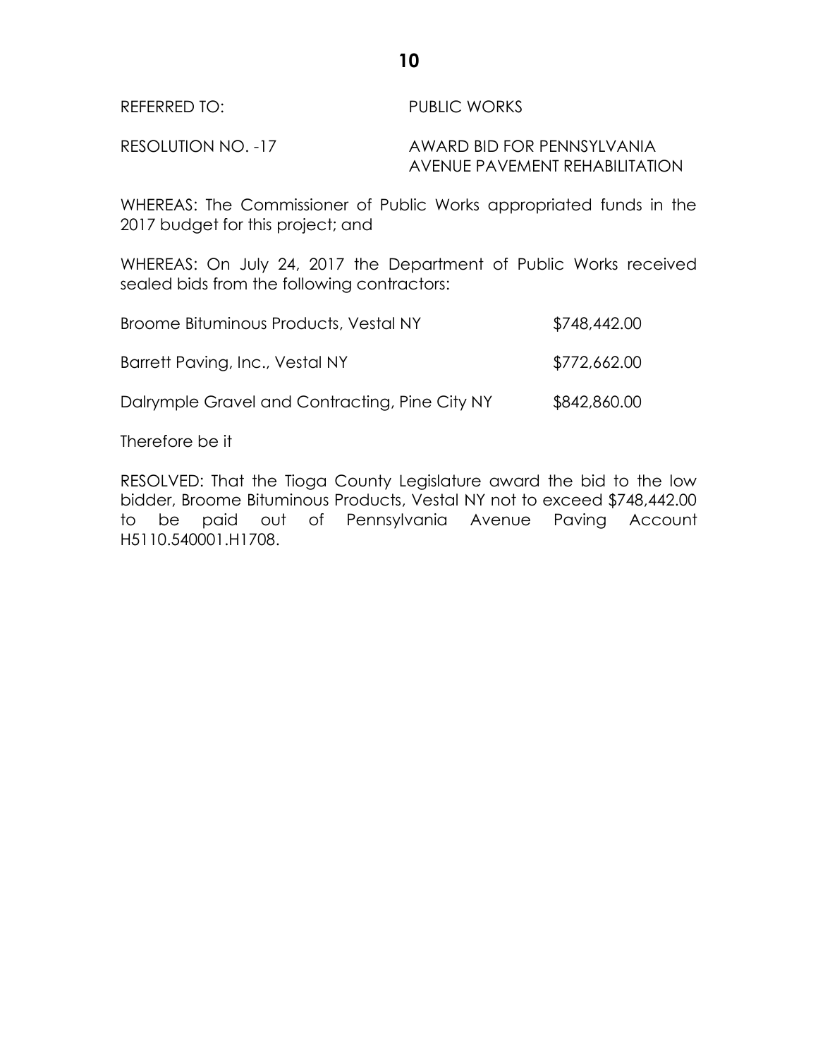REFERRED TO: PUBLIC WORKS

RESOLUTION NO. -17 AWARD BID FOR PENNSYLVANIA AVENUE PAVEMENT REHABILITATION

WHEREAS: The Commissioner of Public Works appropriated funds in the 2017 budget for this project; and

WHEREAS: On July 24, 2017 the Department of Public Works received sealed bids from the following contractors:

| | |
|---|---|
| Broome Bituminous Products, Vestal NY | \$748,442.00 |
| Barrett Paving, Inc., Vestal NY | \$772,662.00 |
| Dalrymple Gravel and Contracting, Pine City NY | \$842,860.00 |

Therefore be it

RESOLVED: That the Tioga County Legislature award the bid to the low bidder, Broome Bituminous Products, Vestal NY not to exceed \$748,442.00 to be paid out of Pennsylvania Avenue Paving Account H5110.540001.H1708.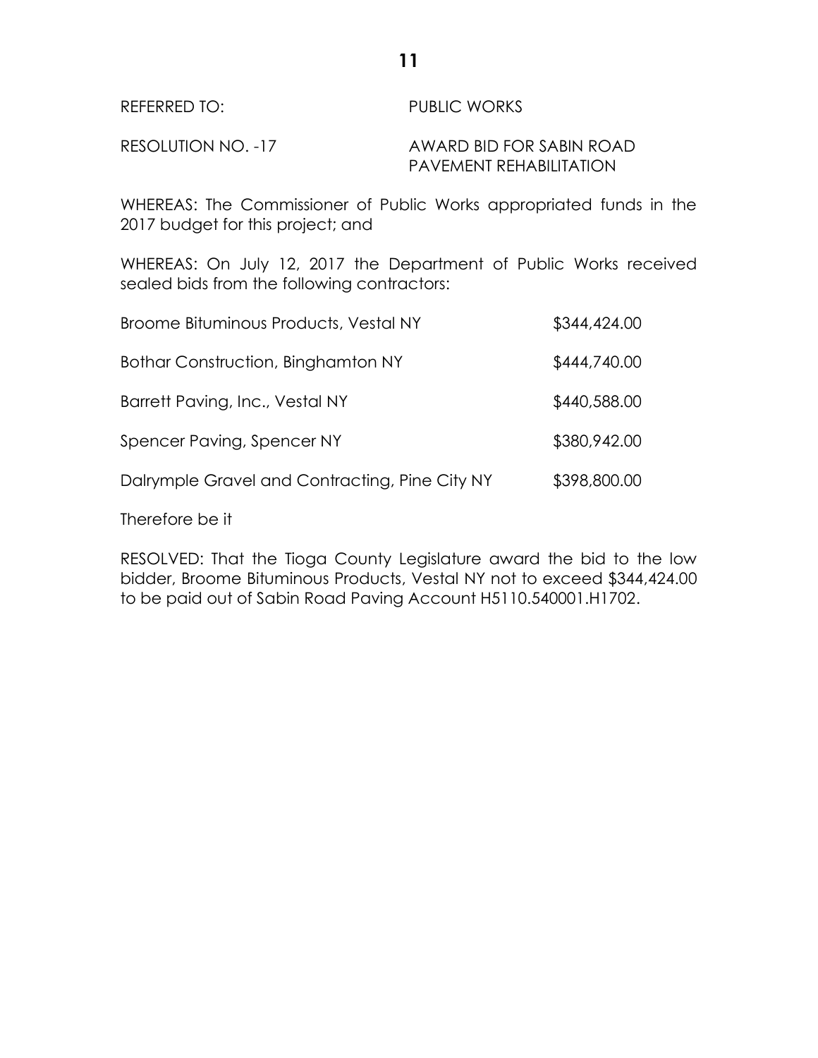REFERRED TO: PUBLIC WORKS

RESOLUTION NO. -17 AWARD BID FOR SABIN ROAD PAVEMENT REHABILITATION

WHEREAS: The Commissioner of Public Works appropriated funds in the 2017 budget for this project; and

WHEREAS: On July 12, 2017 the Department of Public Works received sealed bids from the following contractors:

| | |
|---|---|
| Broome Bituminous Products, Vestal NY | $344,424.00 |
| Bothar Construction, Binghamton NY | $444,740.00 |
| Barrett Paving, Inc., Vestal NY | $440,588.00 |
| Spencer Paving, Spencer NY | $380,942.00 |
| Dalrymple Gravel and Contracting, Pine City NY | $398,800.00 |

Therefore be it

RESOLVED: That the Tioga County Legislature award the bid to the low bidder, Broome Bituminous Products, Vestal NY not to exceed $344,424.00 to be paid out of Sabin Road Paving Account H5110.540001.H1702.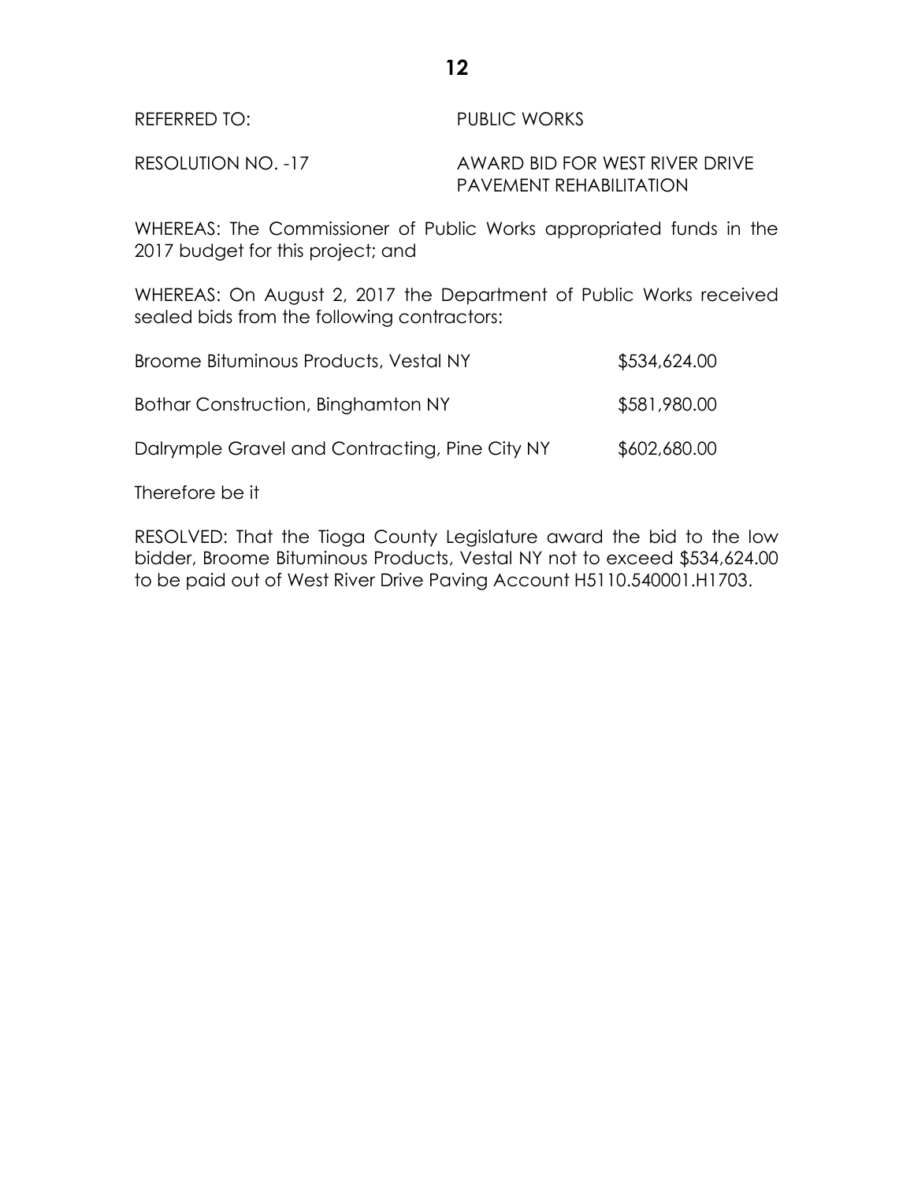REFERRED TO: PUBLIC WORKS

RESOLUTION NO. -17 AWARD BID FOR WEST RIVER DRIVE PAVEMENT REHABILITATION

WHEREAS: The Commissioner of Public Works appropriated funds in the 2017 budget for this project; and

WHEREAS: On August 2, 2017 the Department of Public Works received sealed bids from the following contractors:

| | |
|---|---|
| Broome Bituminous Products, Vestal NY | $534,624.00 |
| Bothar Construction, Binghamton NY | $581,980.00 |
| Dalrymple Gravel and Contracting, Pine City NY | $602,680.00 |

Therefore be it

RESOLVED: That the Tioga County Legislature award the bid to the low bidder, Broome Bituminous Products, Vestal NY not to exceed $534,624.00 to be paid out of West River Drive Paving Account H5110.540001.H1703.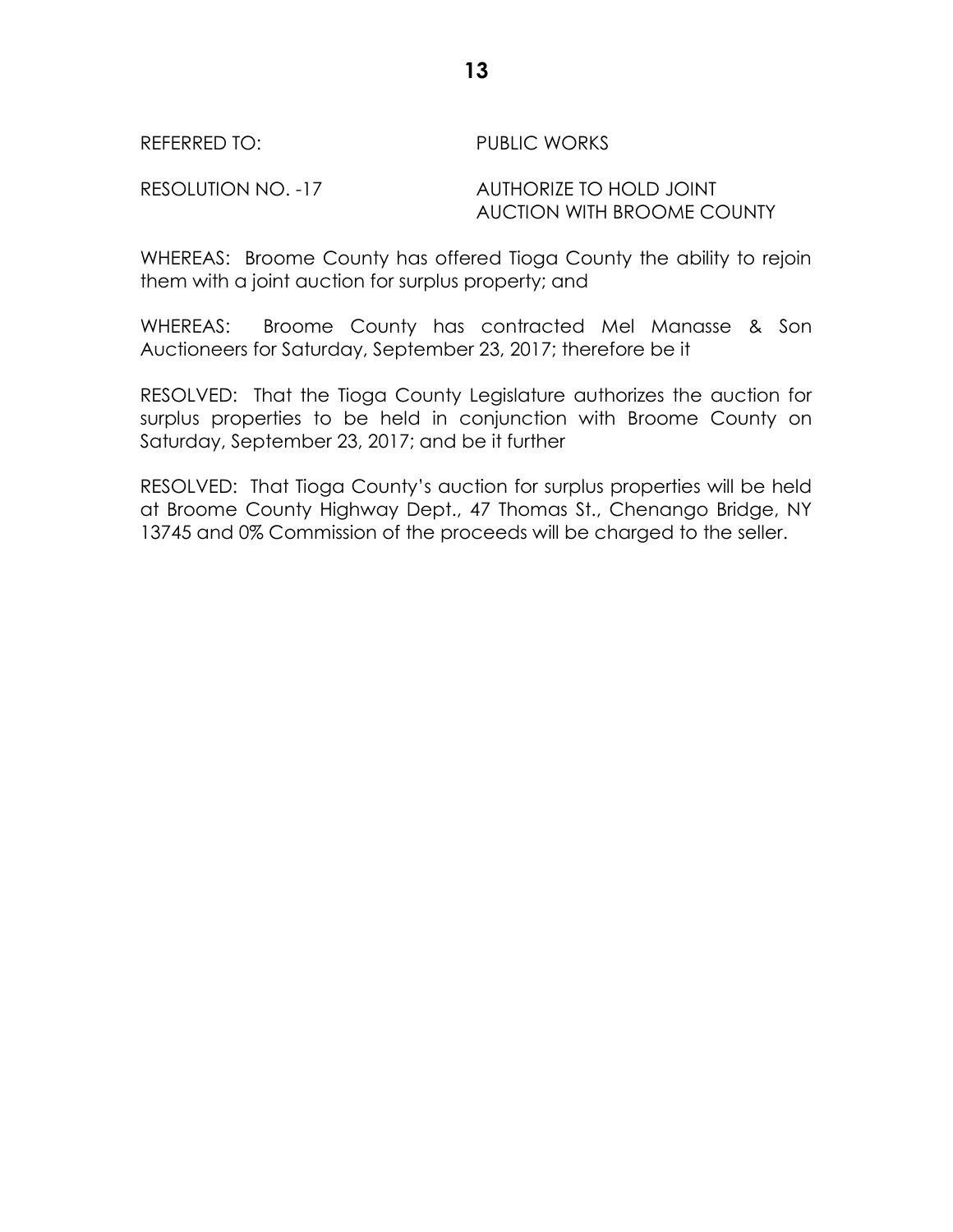REFERRED TO: PUBLIC WORKS

RESOLUTION NO. -17 AUTHORIZE TO HOLD JOINT AUCTION WITH BROOME COUNTY

WHEREAS: Broome County has offered Tioga County the ability to rejoin them with a joint auction for surplus property; and

WHEREAS: Broome County has contracted Mel Manasse & Son Auctioneers for Saturday, September 23, 2017; therefore be it

RESOLVED: That the Tioga County Legislature authorizes the auction for surplus properties to be held in conjunction with Broome County on Saturday, September 23, 2017; and be it further

RESOLVED: That Tioga County's auction for surplus properties will be held at Broome County Highway Dept., 47 Thomas St., Chenango Bridge, NY 13745 and 0% Commission of the proceeds will be charged to the seller.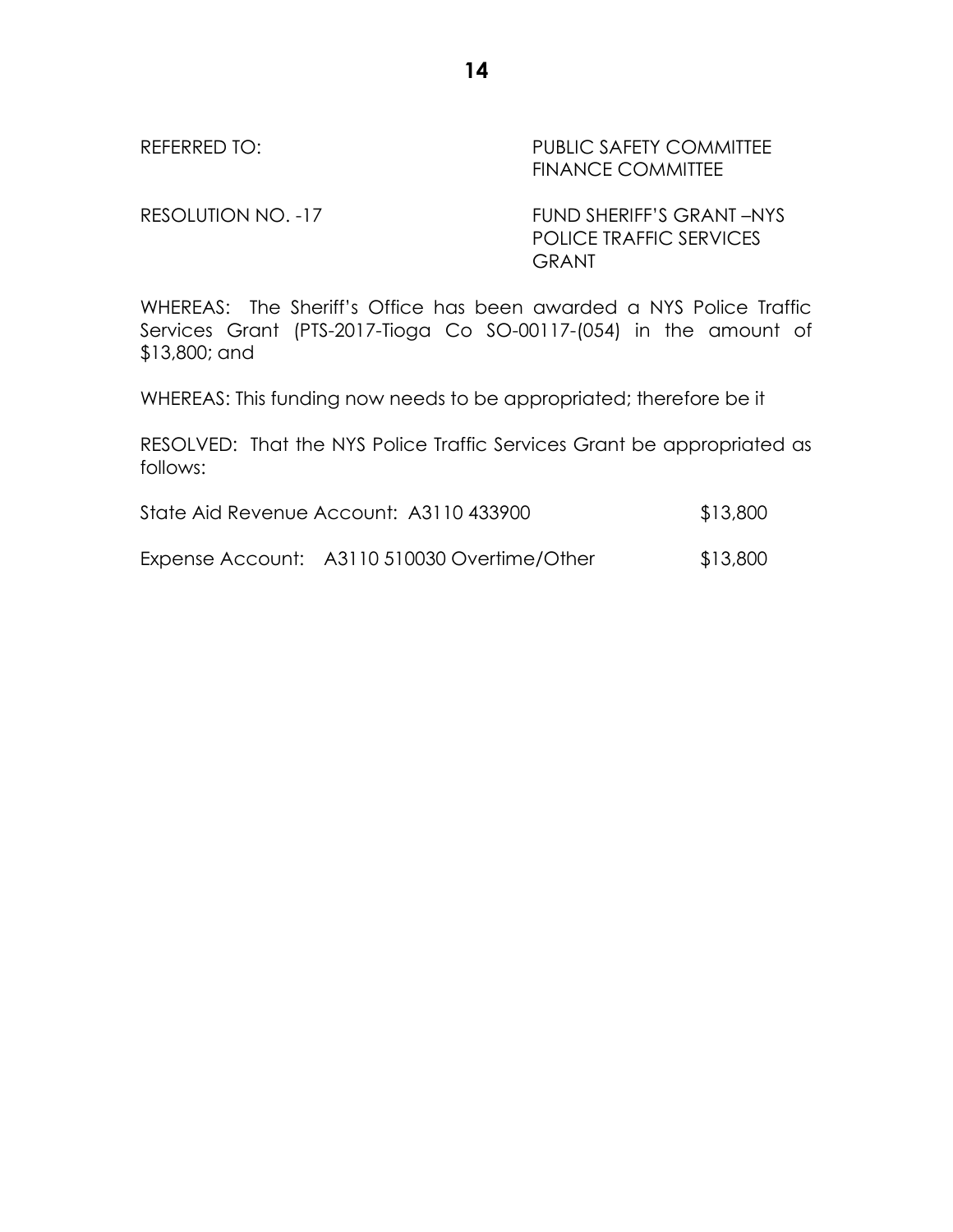REFERRED TO: PUBLIC SAFETY COMMITTEE
FINANCE COMMITTEE

RESOLUTION NO. -17 FUND SHERIFF'S GRANT –NYS POLICE TRAFFIC SERVICES GRANT

WHEREAS: The Sheriff's Office has been awarded a NYS Police Traffic Services Grant (PTS-2017-Tioga Co SO-00117-(054) in the amount of $13,800; and

WHEREAS: This funding now needs to be appropriated; therefore be it

RESOLVED: That the NYS Police Traffic Services Grant be appropriated as follows:

| | | |
|---|---|---|
| State Aid Revenue Account: | A3110 433900 | $13,800 |
| Expense Account: | A3110 510030 Overtime/Other | $13,800 |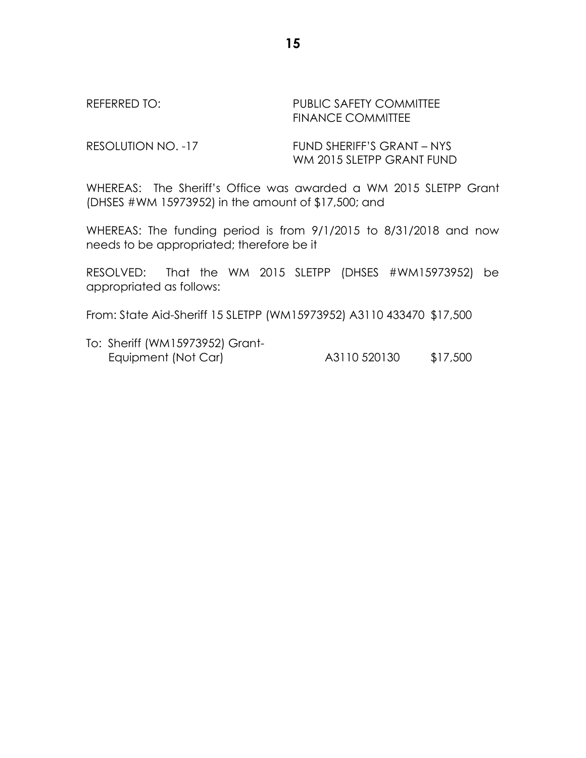REFERRED TO: PUBLIC SAFETY COMMITTEE
FINANCE COMMITTEE

RESOLUTION NO. -17 FUND SHERIFF'S GRANT – NYS WM 2015 SLETPP GRANT FUND

WHEREAS: The Sheriff's Office was awarded a WM 2015 SLETPP Grant (DHSES #WM 15973952) in the amount of $17,500; and

WHEREAS: The funding period is from 9/1/2015 to 8/31/2018 and now needs to be appropriated; therefore be it

RESOLVED: That the WM 2015 SLETPP (DHSES #WM15973952) be appropriated as follows:

From: State Aid-Sheriff 15 SLETPP (WM15973952) A3110 433470 $17,500

To: Sheriff (WM15973952) Grant-
Equipment (Not Car) A3110 520130 $17,500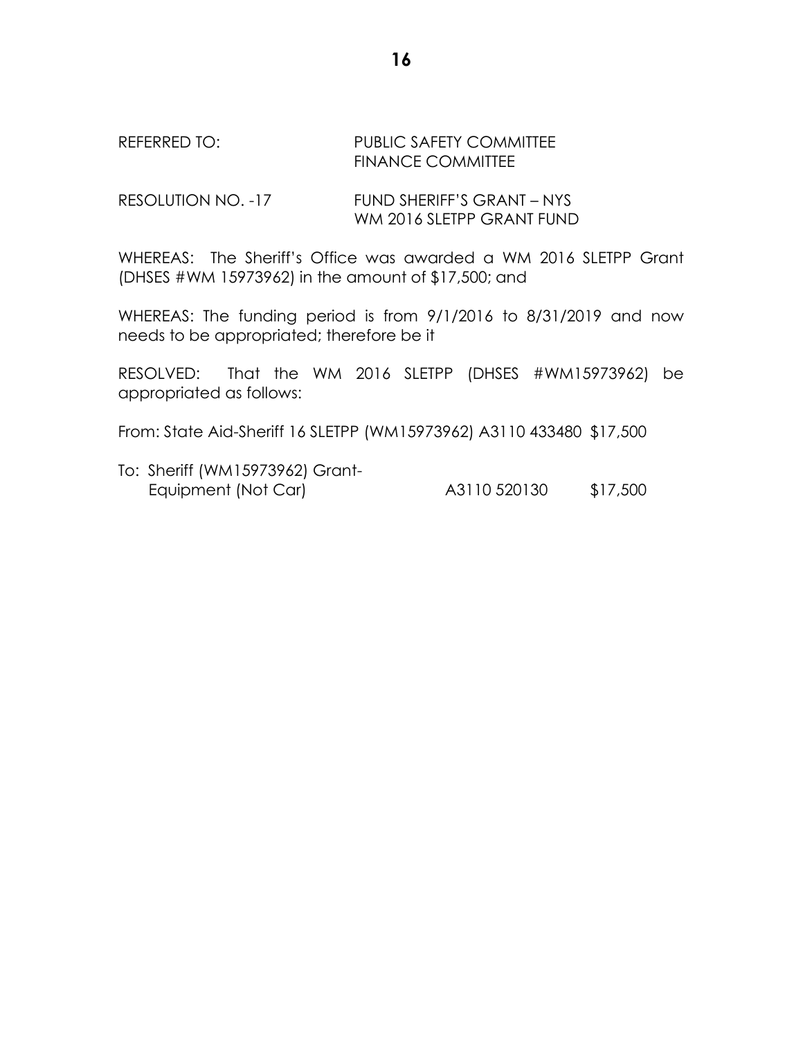REFERRED TO: PUBLIC SAFETY COMMITTEE
FINANCE COMMITTEE

RESOLUTION NO. -17 FUND SHERIFF'S GRANT – NYS WM 2016 SLETPP GRANT FUND

WHEREAS: The Sheriff's Office was awarded a WM 2016 SLETPP Grant (DHSES #WM 15973962) in the amount of $17,500; and

WHEREAS: The funding period is from 9/1/2016 to 8/31/2019 and now needs to be appropriated; therefore be it

RESOLVED: That the WM 2016 SLETPP (DHSES #WM15973962) be appropriated as follows:

From: State Aid-Sheriff 16 SLETPP (WM15973962) A3110 433480 $17,500

To: Sheriff (WM15973962) Grant-Equipment (Not Car) A3110 520130 $17,500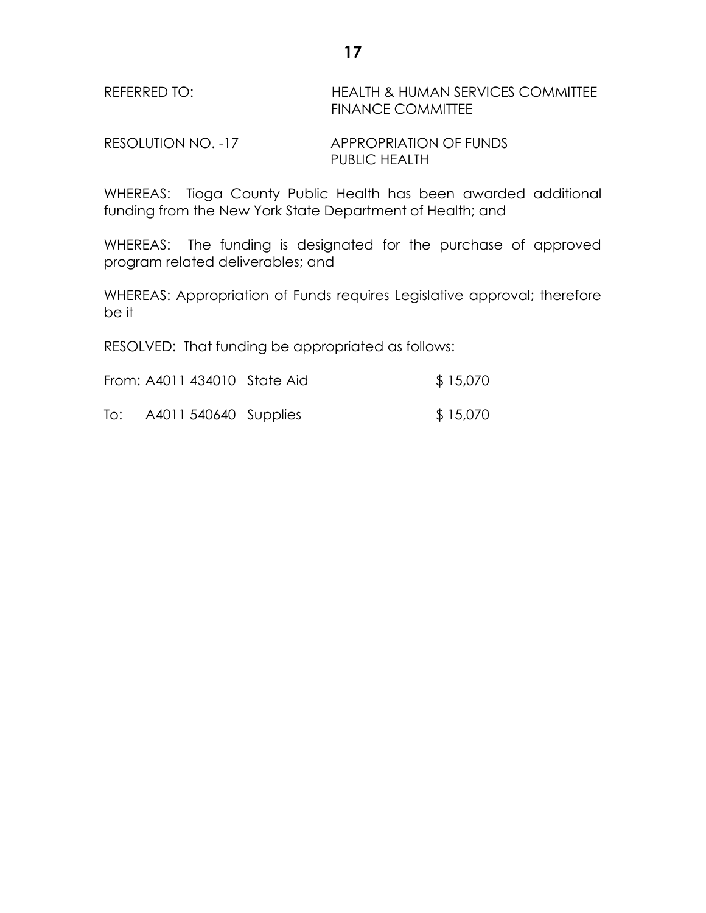REFERRED TO: HEALTH & HUMAN SERVICES COMMITTEE
FINANCE COMMITTEE

RESOLUTION NO. -17 APPROPRIATION OF FUNDS
PUBLIC HEALTH

WHEREAS: Tioga County Public Health has been awarded additional funding from the New York State Department of Health; and

WHEREAS: The funding is designated for the purchase of approved program related deliverables; and

WHEREAS: Appropriation of Funds requires Legislative approval; therefore be it

RESOLVED: That funding be appropriated as follows:

| | | | |
|---|---|---|---|
| From: | A4011 434010 | State Aid | $ 15,070 |
| To: | A4011 540640 | Supplies | $ 15,070 |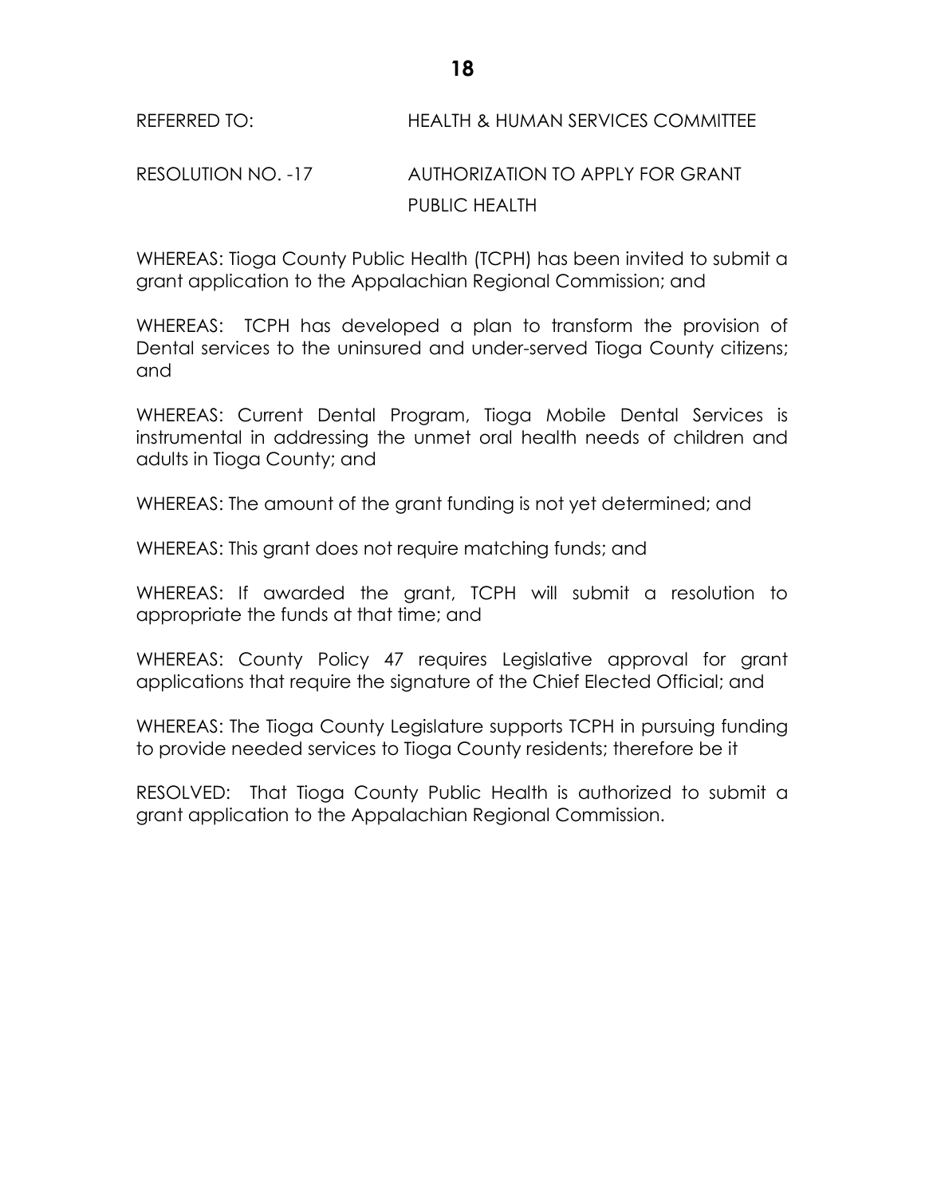REFERRED TO: HEALTH & HUMAN SERVICES COMMITTEE

RESOLUTION NO. -17 AUTHORIZATION TO APPLY FOR GRANT PUBLIC HEALTH

WHEREAS: Tioga County Public Health (TCPH) has been invited to submit a grant application to the Appalachian Regional Commission; and

WHEREAS: TCPH has developed a plan to transform the provision of Dental services to the uninsured and under-served Tioga County citizens; and

WHEREAS: Current Dental Program, Tioga Mobile Dental Services is instrumental in addressing the unmet oral health needs of children and adults in Tioga County; and

WHEREAS: The amount of the grant funding is not yet determined; and

WHEREAS: This grant does not require matching funds; and

WHEREAS: If awarded the grant, TCPH will submit a resolution to appropriate the funds at that time; and

WHEREAS: County Policy 47 requires Legislative approval for grant applications that require the signature of the Chief Elected Official; and

WHEREAS: The Tioga County Legislature supports TCPH in pursuing funding to provide needed services to Tioga County residents; therefore be it

RESOLVED: That Tioga County Public Health is authorized to submit a grant application to the Appalachian Regional Commission.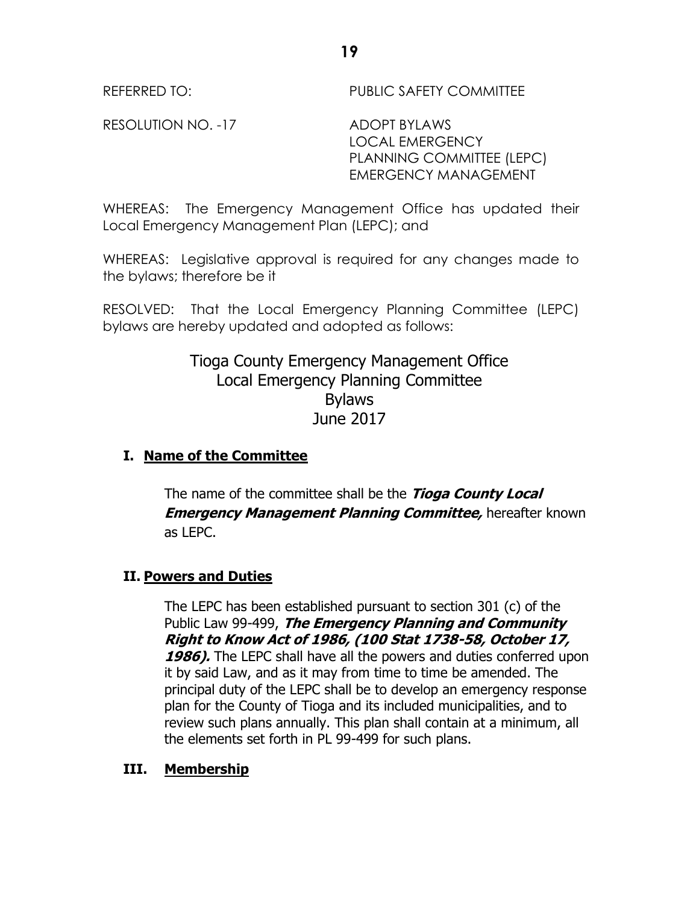REFERRED TO: PUBLIC SAFETY COMMITTEE

RESOLUTION NO. -17 ADOPT BYLAWS
LOCAL EMERGENCY
PLANNING COMMITTEE (LEPC)
EMERGENCY MANAGEMENT

WHEREAS: The Emergency Management Office has updated their Local Emergency Management Plan (LEPC); and

WHEREAS: Legislative approval is required for any changes made to the bylaws; therefore be it

RESOLVED: That the Local Emergency Planning Committee (LEPC) bylaws are hereby updated and adopted as follows:

## Tioga County Emergency Management Office
## Local Emergency Planning Committee
## Bylaws
## June 2017

### I. Name of the Committee

The name of the committee shall be the ***Tioga County Local Emergency Management Planning Committee,*** hereafter known as LEPC.

### II. Powers and Duties

The LEPC has been established pursuant to section 301 (c) of the Public Law 99-499, ***The Emergency Planning and Community Right to Know Act of 1986, (100 Stat 1738-58, October 17, 1986).*** The LEPC shall have all the powers and duties conferred upon it by said Law, and as it may from time to time be amended. The principal duty of the LEPC shall be to develop an emergency response plan for the County of Tioga and its included municipalities, and to review such plans annually. This plan shall contain at a minimum, all the elements set forth in PL 99-499 for such plans.

### III. Membership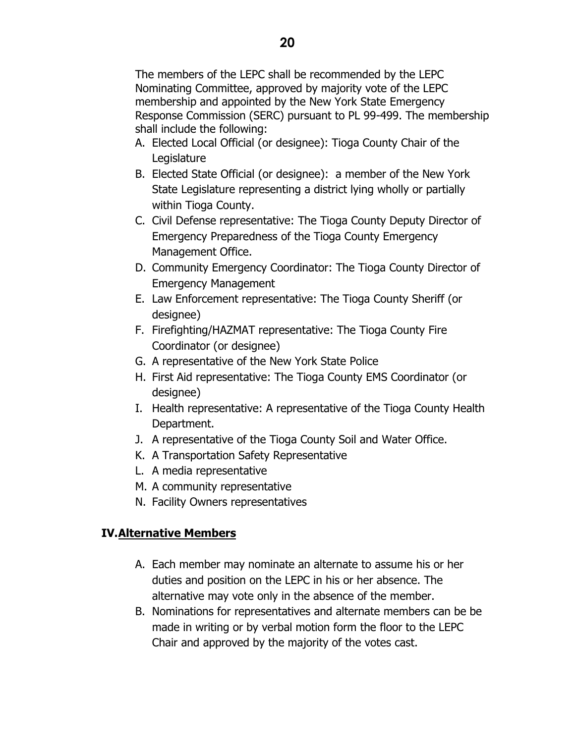The members of the LEPC shall be recommended by the LEPC Nominating Committee, approved by majority vote of the LEPC membership and appointed by the New York State Emergency Response Commission (SERC) pursuant to PL 99-499. The membership shall include the following:

A. Elected Local Official (or designee): Tioga County Chair of the Legislature
B. Elected State Official (or designee): a member of the New York State Legislature representing a district lying wholly or partially within Tioga County.
C. Civil Defense representative: The Tioga County Deputy Director of Emergency Preparedness of the Tioga County Emergency Management Office.
D. Community Emergency Coordinator: The Tioga County Director of Emergency Management
E. Law Enforcement representative: The Tioga County Sheriff (or designee)
F. Firefighting/HAZMAT representative: The Tioga County Fire Coordinator (or designee)
G. A representative of the New York State Police
H. First Aid representative: The Tioga County EMS Coordinator (or designee)
I. Health representative: A representative of the Tioga County Health Department.
J. A representative of the Tioga County Soil and Water Office.
K. A Transportation Safety Representative
L. A media representative
M. A community representative
N. Facility Owners representatives

## IV. Alternative Members

A. Each member may nominate an alternate to assume his or her duties and position on the LEPC in his or her absence. The alternative may vote only in the absence of the member.
B. Nominations for representatives and alternate members can be be made in writing or by verbal motion form the floor to the LEPC Chair and approved by the majority of the votes cast.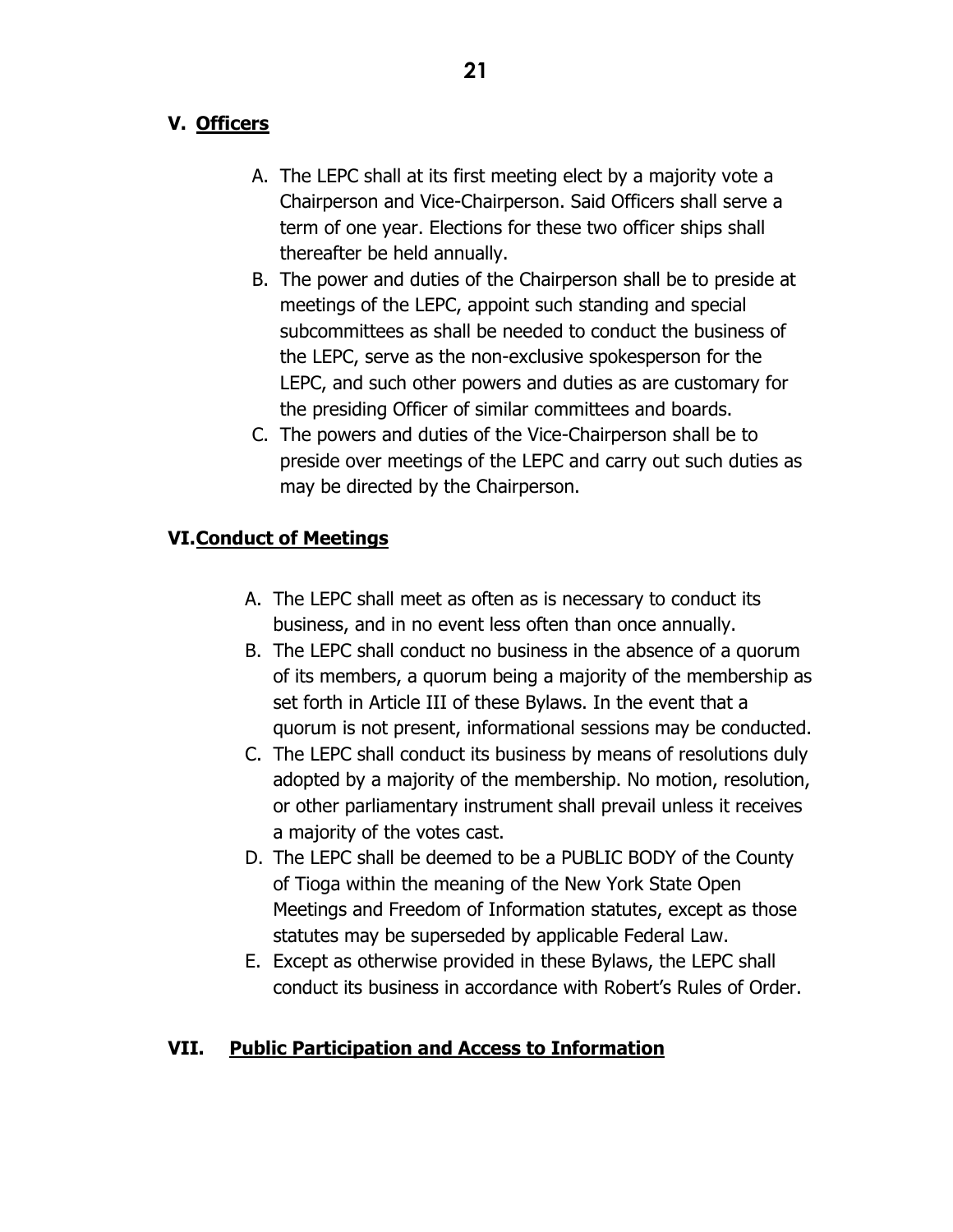## V. <u>Officers</u>

A. The LEPC shall at its first meeting elect by a majority vote a Chairperson and Vice-Chairperson. Said Officers shall serve a term of one year. Elections for these two officer ships shall thereafter be held annually.
B. The power and duties of the Chairperson shall be to preside at meetings of the LEPC, appoint such standing and special subcommittees as shall be needed to conduct the business of the LEPC, serve as the non-exclusive spokesperson for the LEPC, and such other powers and duties as are customary for the presiding Officer of similar committees and boards.
C. The powers and duties of the Vice-Chairperson shall be to preside over meetings of the LEPC and carry out such duties as may be directed by the Chairperson.

## VI. <u>Conduct of Meetings</u>

A. The LEPC shall meet as often as is necessary to conduct its business, and in no event less often than once annually.
B. The LEPC shall conduct no business in the absence of a quorum of its members, a quorum being a majority of the membership as set forth in Article III of these Bylaws. In the event that a quorum is not present, informational sessions may be conducted.
C. The LEPC shall conduct its business by means of resolutions duly adopted by a majority of the membership. No motion, resolution, or other parliamentary instrument shall prevail unless it receives a majority of the votes cast.
D. The LEPC shall be deemed to be a PUBLIC BODY of the County of Tioga within the meaning of the New York State Open Meetings and Freedom of Information statutes, except as those statutes may be superseded by applicable Federal Law.
E. Except as otherwise provided in these Bylaws, the LEPC shall conduct its business in accordance with Robert's Rules of Order.

## VII. <u>Public Participation and Access to Information</u>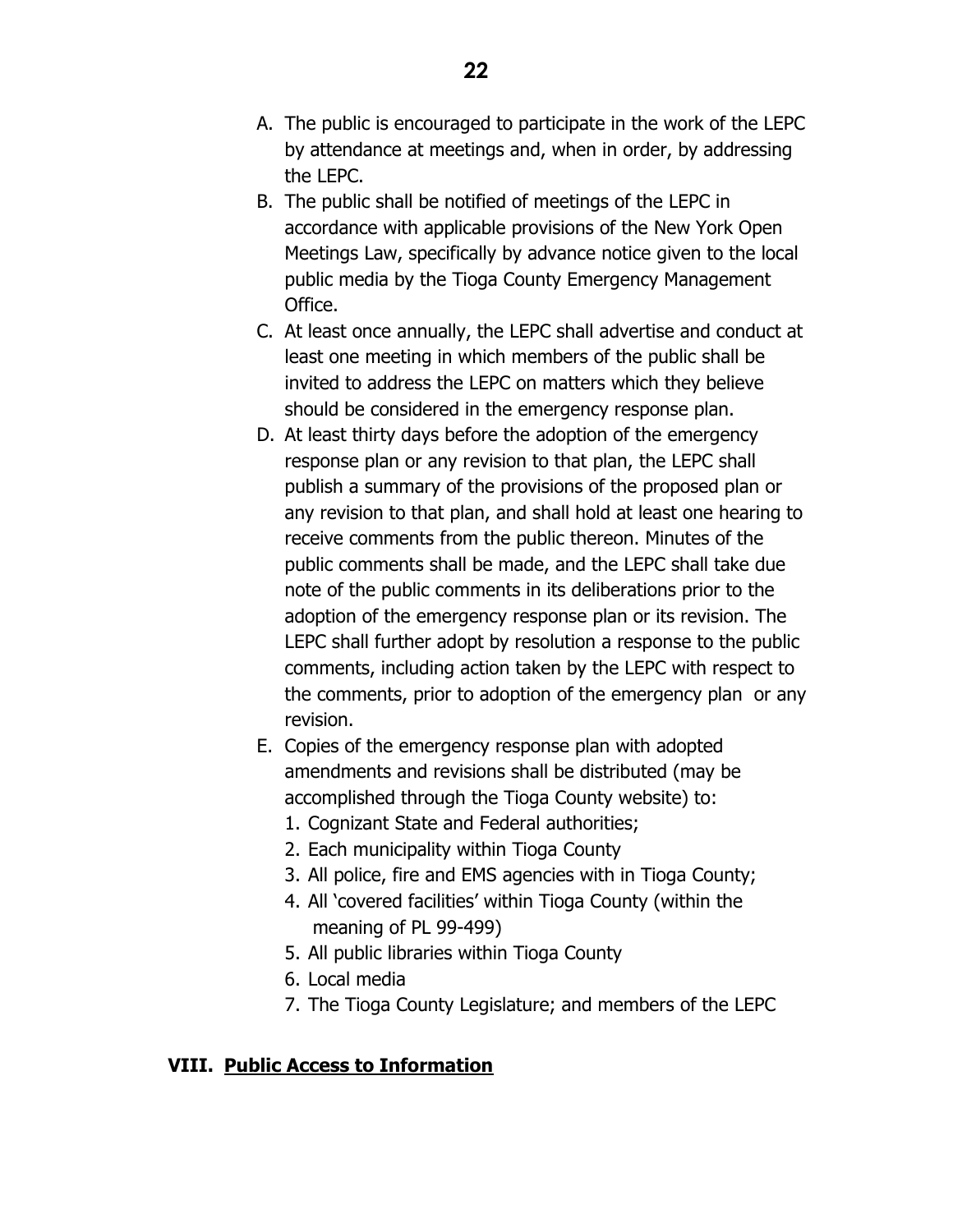A. The public is encouraged to participate in the work of the LEPC by attendance at meetings and, when in order, by addressing the LEPC.
B. The public shall be notified of meetings of the LEPC in accordance with applicable provisions of the New York Open Meetings Law, specifically by advance notice given to the local public media by the Tioga County Emergency Management Office.
C. At least once annually, the LEPC shall advertise and conduct at least one meeting in which members of the public shall be invited to address the LEPC on matters which they believe should be considered in the emergency response plan.
D. At least thirty days before the adoption of the emergency response plan or any revision to that plan, the LEPC shall publish a summary of the provisions of the proposed plan or any revision to that plan, and shall hold at least one hearing to receive comments from the public thereon. Minutes of the public comments shall be made, and the LEPC shall take due note of the public comments in its deliberations prior to the adoption of the emergency response plan or its revision. The LEPC shall further adopt by resolution a response to the public comments, including action taken by the LEPC with respect to the comments, prior to adoption of the emergency plan or any revision.
E. Copies of the emergency response plan with adopted amendments and revisions shall be distributed (may be accomplished through the Tioga County website) to:
   1. Cognizant State and Federal authorities;
   2. Each municipality within Tioga County
   3. All police, fire and EMS agencies with in Tioga County;
   4. All 'covered facilities' within Tioga County (within the meaning of PL 99-499)
   5. All public libraries within Tioga County
   6. Local media
   7. The Tioga County Legislature; and members of the LEPC

## VIII. Public Access to Information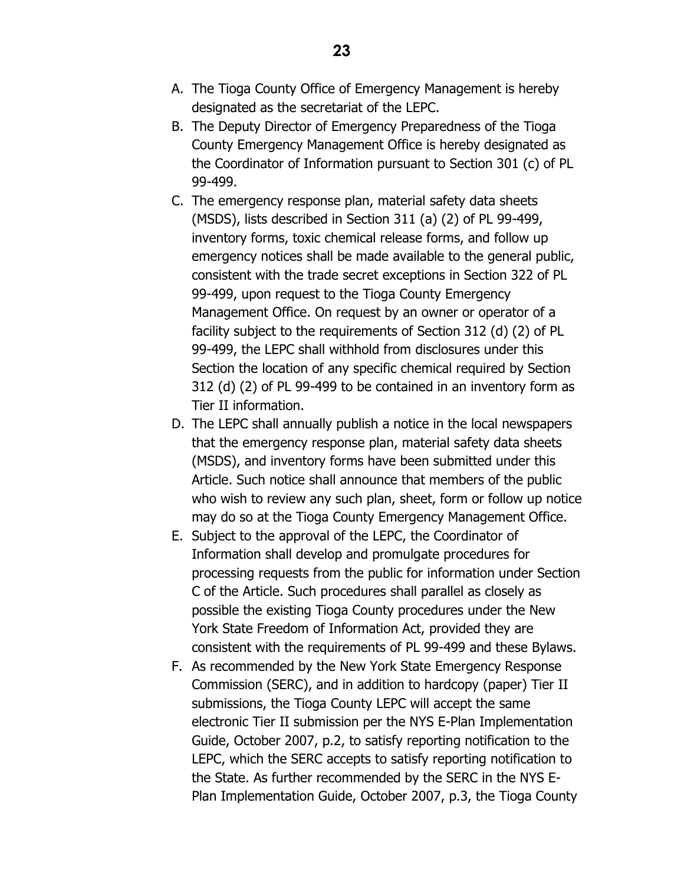A. The Tioga County Office of Emergency Management is hereby designated as the secretariat of the LEPC.
B. The Deputy Director of Emergency Preparedness of the Tioga County Emergency Management Office is hereby designated as the Coordinator of Information pursuant to Section 301 (c) of PL 99-499.
C. The emergency response plan, material safety data sheets (MSDS), lists described in Section 311 (a) (2) of PL 99-499, inventory forms, toxic chemical release forms, and follow up emergency notices shall be made available to the general public, consistent with the trade secret exceptions in Section 322 of PL 99-499, upon request to the Tioga County Emergency Management Office. On request by an owner or operator of a facility subject to the requirements of Section 312 (d) (2) of PL 99-499, the LEPC shall withhold from disclosures under this Section the location of any specific chemical required by Section 312 (d) (2) of PL 99-499 to be contained in an inventory form as Tier II information.
D. The LEPC shall annually publish a notice in the local newspapers that the emergency response plan, material safety data sheets (MSDS), and inventory forms have been submitted under this Article. Such notice shall announce that members of the public who wish to review any such plan, sheet, form or follow up notice may do so at the Tioga County Emergency Management Office.
E. Subject to the approval of the LEPC, the Coordinator of Information shall develop and promulgate procedures for processing requests from the public for information under Section C of the Article. Such procedures shall parallel as closely as possible the existing Tioga County procedures under the New York State Freedom of Information Act, provided they are consistent with the requirements of PL 99-499 and these Bylaws.
F. As recommended by the New York State Emergency Response Commission (SERC), and in addition to hardcopy (paper) Tier II submissions, the Tioga County LEPC will accept the same electronic Tier II submission per the NYS E-Plan Implementation Guide, October 2007, p.2, to satisfy reporting notification to the LEPC, which the SERC accepts to satisfy reporting notification to the State. As further recommended by the SERC in the NYS E-Plan Implementation Guide, October 2007, p.3, the Tioga County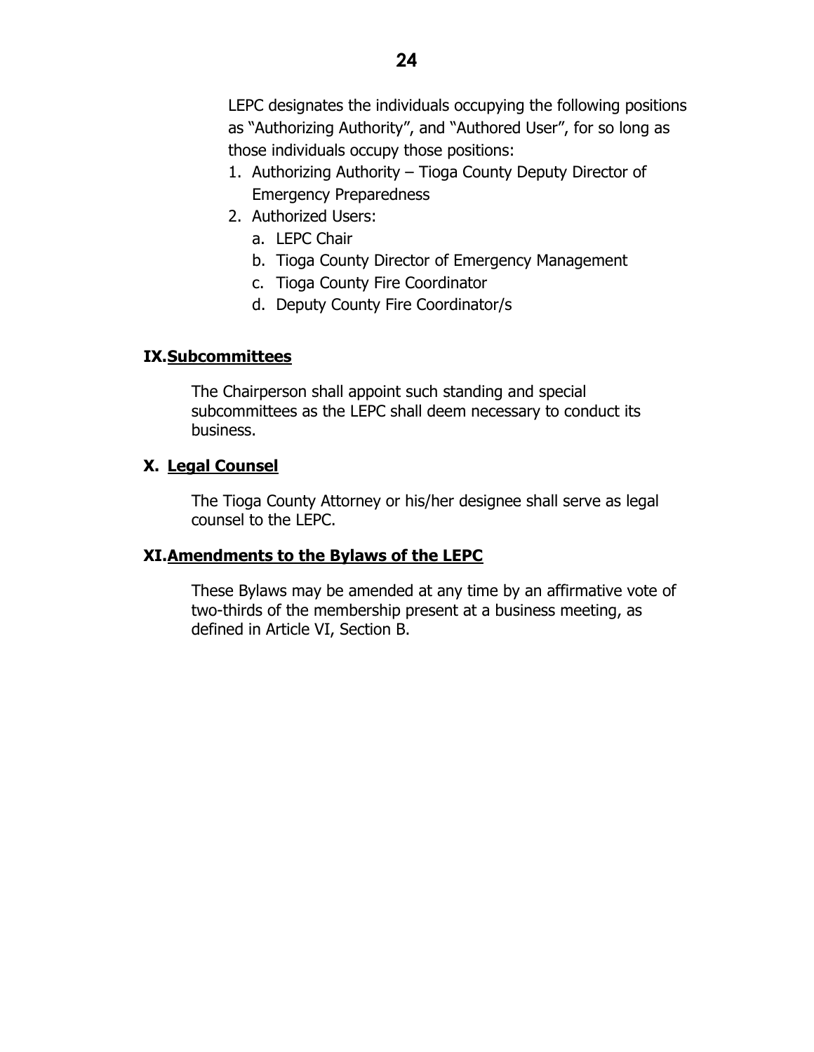LEPC designates the individuals occupying the following positions as "Authorizing Authority", and "Authored User", for so long as those individuals occupy those positions:

1. Authorizing Authority – Tioga County Deputy Director of Emergency Preparedness
2. Authorized Users:
   a. LEPC Chair
   b. Tioga County Director of Emergency Management
   c. Tioga County Fire Coordinator
   d. Deputy County Fire Coordinator/s

## IX. Subcommittees

The Chairperson shall appoint such standing and special subcommittees as the LEPC shall deem necessary to conduct its business.

## X. Legal Counsel

The Tioga County Attorney or his/her designee shall serve as legal counsel to the LEPC.

## XI. Amendments to the Bylaws of the LEPC

These Bylaws may be amended at any time by an affirmative vote of two-thirds of the membership present at a business meeting, as defined in Article VI, Section B.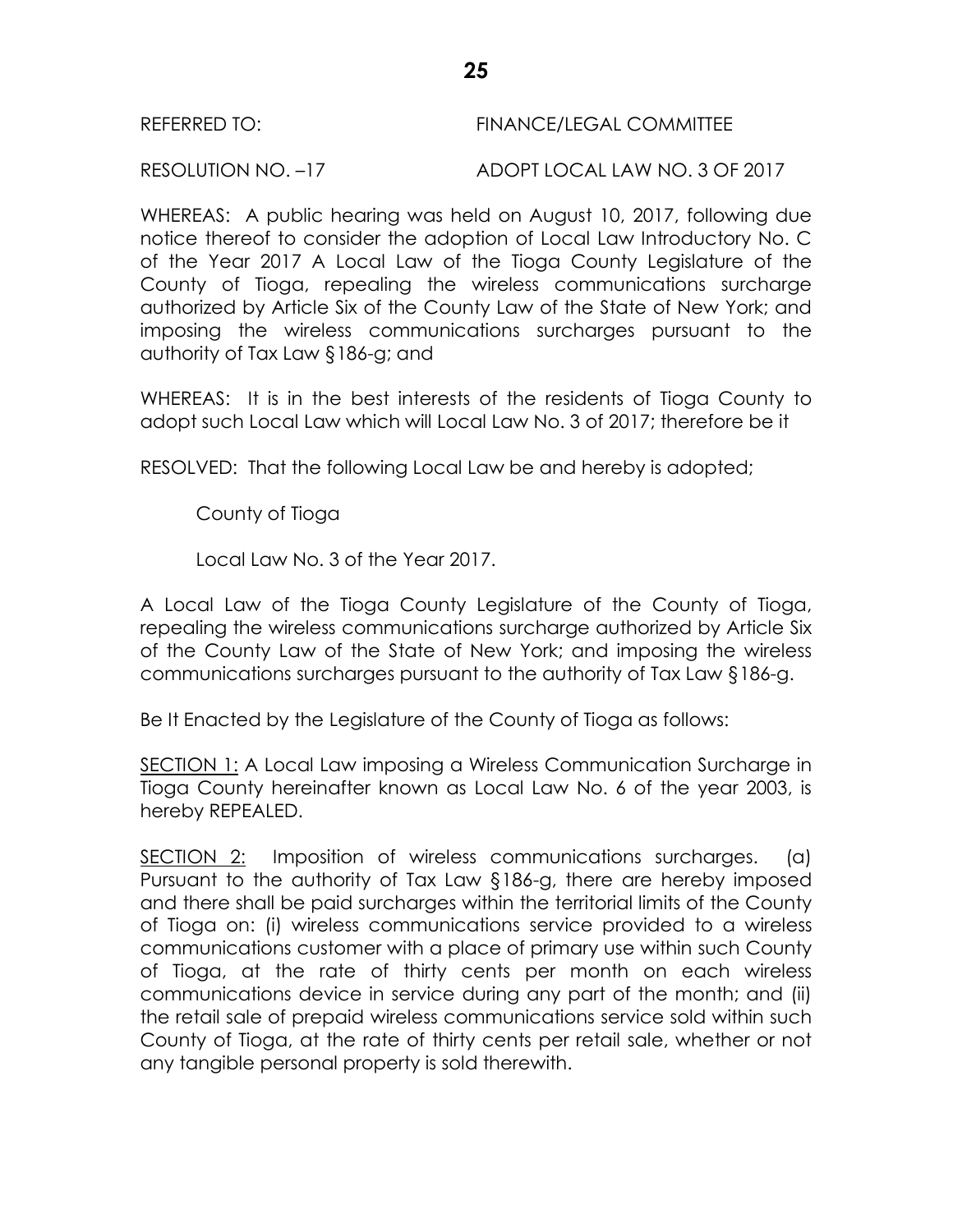REFERRED TO: FINANCE/LEGAL COMMITTEE

RESOLUTION NO. –17 ADOPT LOCAL LAW NO. 3 OF 2017

WHEREAS: A public hearing was held on August 10, 2017, following due notice thereof to consider the adoption of Local Law Introductory No. C of the Year 2017 A Local Law of the Tioga County Legislature of the County of Tioga, repealing the wireless communications surcharge authorized by Article Six of the County Law of the State of New York; and imposing the wireless communications surcharges pursuant to the authority of Tax Law §186-g; and

WHEREAS: It is in the best interests of the residents of Tioga County to adopt such Local Law which will Local Law No. 3 of 2017; therefore be it

RESOLVED: That the following Local Law be and hereby is adopted;

County of Tioga

Local Law No. 3 of the Year 2017.

A Local Law of the Tioga County Legislature of the County of Tioga, repealing the wireless communications surcharge authorized by Article Six of the County Law of the State of New York; and imposing the wireless communications surcharges pursuant to the authority of Tax Law §186-g.

Be It Enacted by the Legislature of the County of Tioga as follows:

<u>SECTION 1:</u> A Local Law imposing a Wireless Communication Surcharge in Tioga County hereinafter known as Local Law No. 6 of the year 2003, is hereby REPEALED.

<u>SECTION 2:</u> Imposition of wireless communications surcharges. (a) Pursuant to the authority of Tax Law §186-g, there are hereby imposed and there shall be paid surcharges within the territorial limits of the County of Tioga on: (i) wireless communications service provided to a wireless communications customer with a place of primary use within such County of Tioga, at the rate of thirty cents per month on each wireless communications device in service during any part of the month; and (ii) the retail sale of prepaid wireless communications service sold within such County of Tioga, at the rate of thirty cents per retail sale, whether or not any tangible personal property is sold therewith.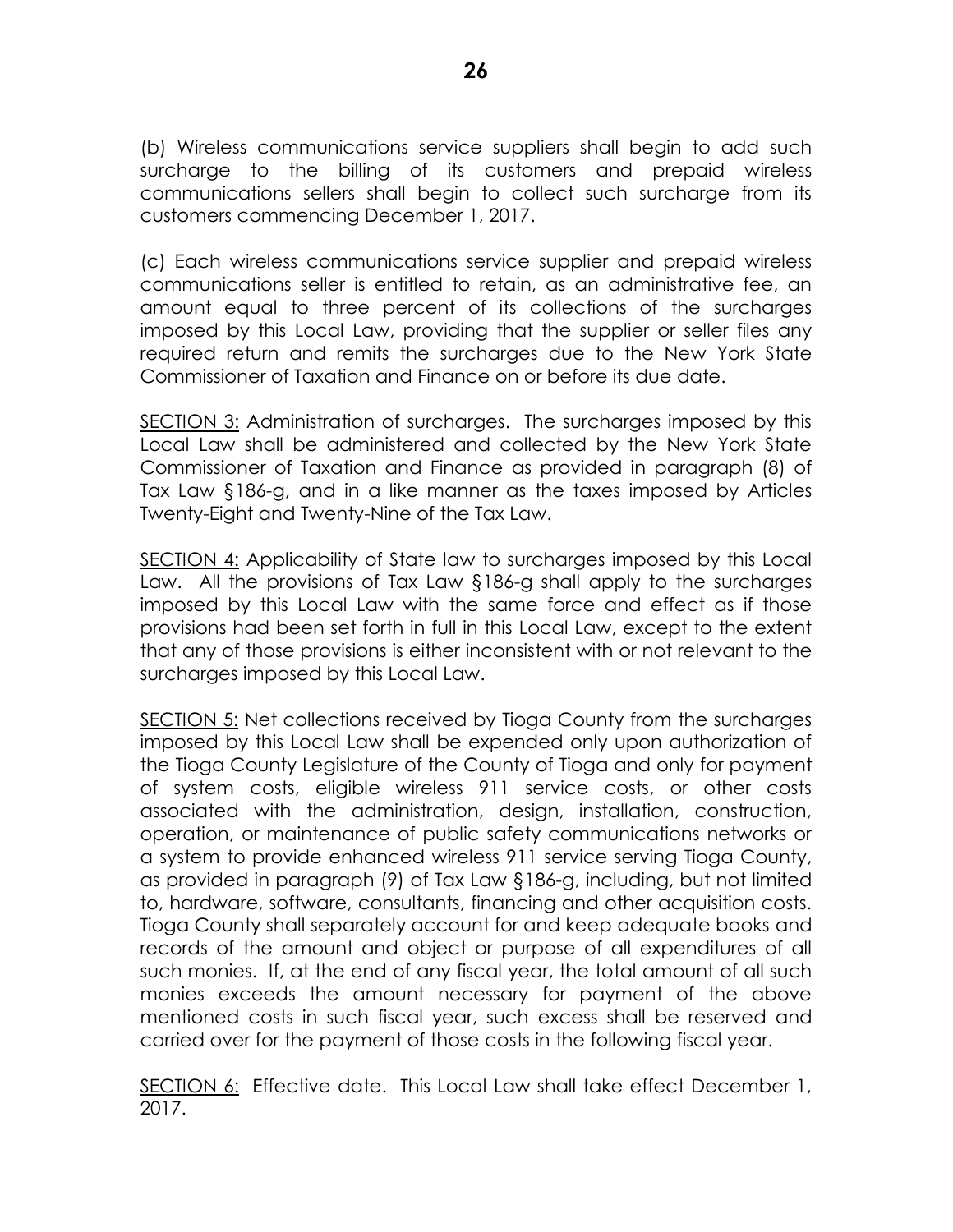(b) Wireless communications service suppliers shall begin to add such surcharge to the billing of its customers and prepaid wireless communications sellers shall begin to collect such surcharge from its customers commencing December 1, 2017.

(c) Each wireless communications service supplier and prepaid wireless communications seller is entitled to retain, as an administrative fee, an amount equal to three percent of its collections of the surcharges imposed by this Local Law, providing that the supplier or seller files any required return and remits the surcharges due to the New York State Commissioner of Taxation and Finance on or before its due date.

<u>SECTION 3:</u> Administration of surcharges. The surcharges imposed by this Local Law shall be administered and collected by the New York State Commissioner of Taxation and Finance as provided in paragraph (8) of Tax Law §186-g, and in a like manner as the taxes imposed by Articles Twenty-Eight and Twenty-Nine of the Tax Law.

<u>SECTION 4:</u> Applicability of State law to surcharges imposed by this Local Law. All the provisions of Tax Law §186-g shall apply to the surcharges imposed by this Local Law with the same force and effect as if those provisions had been set forth in full in this Local Law, except to the extent that any of those provisions is either inconsistent with or not relevant to the surcharges imposed by this Local Law.

<u>SECTION 5:</u> Net collections received by Tioga County from the surcharges imposed by this Local Law shall be expended only upon authorization of the Tioga County Legislature of the County of Tioga and only for payment of system costs, eligible wireless 911 service costs, or other costs associated with the administration, design, installation, construction, operation, or maintenance of public safety communications networks or a system to provide enhanced wireless 911 service serving Tioga County, as provided in paragraph (9) of Tax Law §186-g, including, but not limited to, hardware, software, consultants, financing and other acquisition costs. Tioga County shall separately account for and keep adequate books and records of the amount and object or purpose of all expenditures of all such monies. If, at the end of any fiscal year, the total amount of all such monies exceeds the amount necessary for payment of the above mentioned costs in such fiscal year, such excess shall be reserved and carried over for the payment of those costs in the following fiscal year.

<u>SECTION 6:</u> Effective date. This Local Law shall take effect December 1, 2017.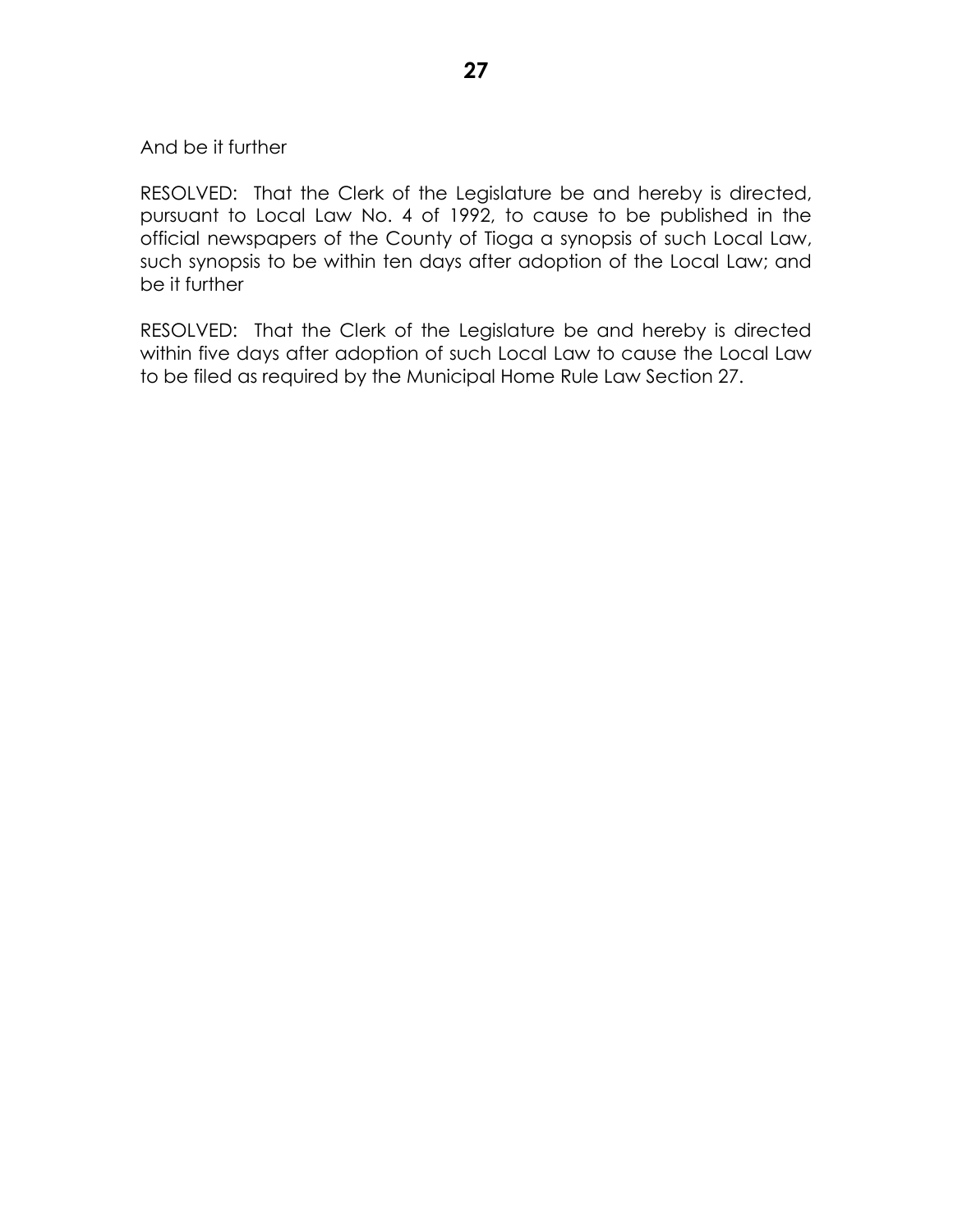And be it further

RESOLVED: That the Clerk of the Legislature be and hereby is directed, pursuant to Local Law No. 4 of 1992, to cause to be published in the official newspapers of the County of Tioga a synopsis of such Local Law, such synopsis to be within ten days after adoption of the Local Law; and be it further

RESOLVED: That the Clerk of the Legislature be and hereby is directed within five days after adoption of such Local Law to cause the Local Law to be filed as required by the Municipal Home Rule Law Section 27.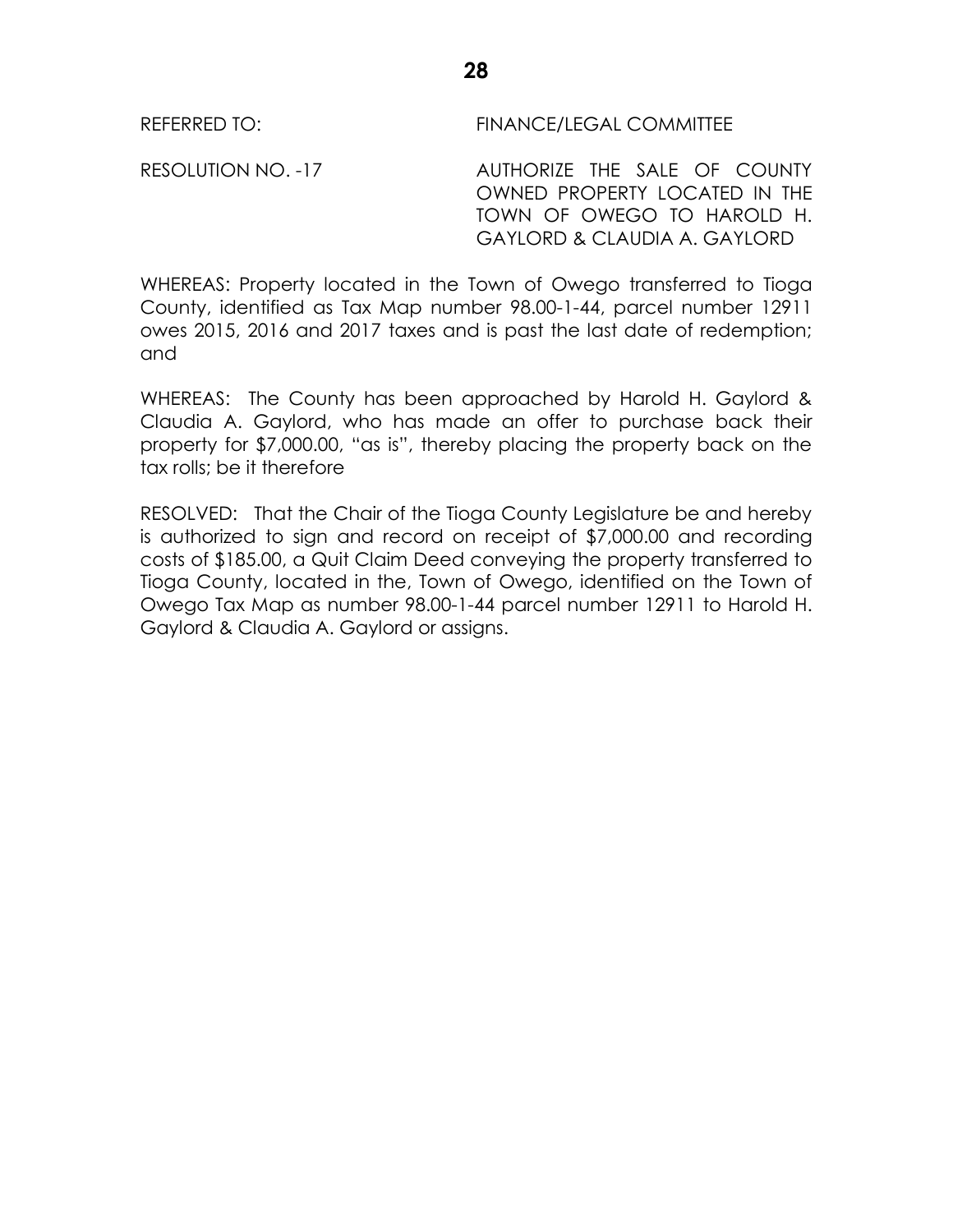REFERRED TO: FINANCE/LEGAL COMMITTEE

RESOLUTION NO. -17 AUTHORIZE THE SALE OF COUNTY OWNED PROPERTY LOCATED IN THE TOWN OF OWEGO TO HAROLD H. GAYLORD & CLAUDIA A. GAYLORD

WHEREAS: Property located in the Town of Owego transferred to Tioga County, identified as Tax Map number 98.00-1-44, parcel number 12911 owes 2015, 2016 and 2017 taxes and is past the last date of redemption; and

WHEREAS: The County has been approached by Harold H. Gaylord & Claudia A. Gaylord, who has made an offer to purchase back their property for $7,000.00, "as is", thereby placing the property back on the tax rolls; be it therefore

RESOLVED: That the Chair of the Tioga County Legislature be and hereby is authorized to sign and record on receipt of $7,000.00 and recording costs of $185.00, a Quit Claim Deed conveying the property transferred to Tioga County, located in the, Town of Owego, identified on the Town of Owego Tax Map as number 98.00-1-44 parcel number 12911 to Harold H. Gaylord & Claudia A. Gaylord or assigns.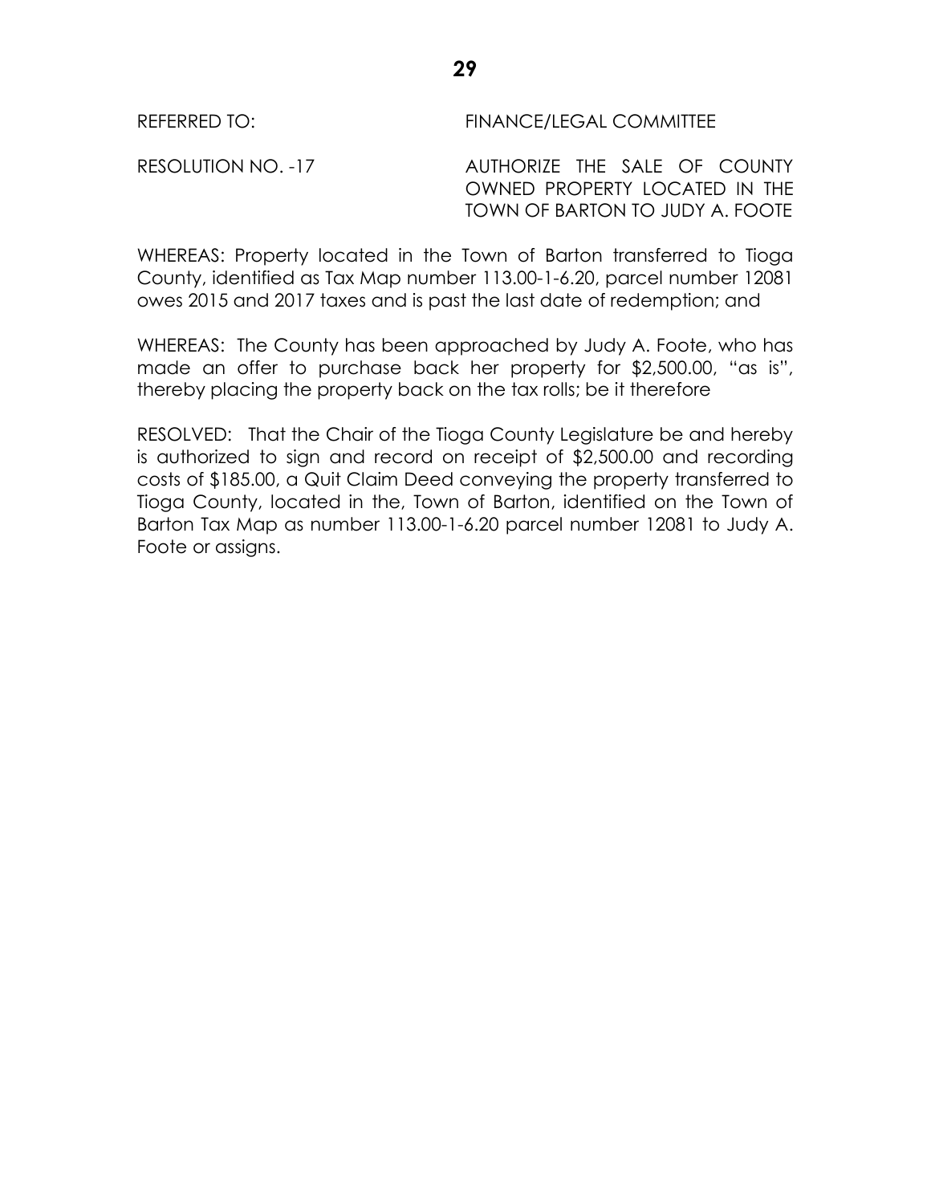REFERRED TO: FINANCE/LEGAL COMMITTEE

RESOLUTION NO. -17 AUTHORIZE THE SALE OF COUNTY OWNED PROPERTY LOCATED IN THE TOWN OF BARTON TO JUDY A. FOOTE

WHEREAS: Property located in the Town of Barton transferred to Tioga County, identified as Tax Map number 113.00-1-6.20, parcel number 12081 owes 2015 and 2017 taxes and is past the last date of redemption; and

WHEREAS: The County has been approached by Judy A. Foote, who has made an offer to purchase back her property for $2,500.00, "as is", thereby placing the property back on the tax rolls; be it therefore

RESOLVED: That the Chair of the Tioga County Legislature be and hereby is authorized to sign and record on receipt of $2,500.00 and recording costs of $185.00, a Quit Claim Deed conveying the property transferred to Tioga County, located in the, Town of Barton, identified on the Town of Barton Tax Map as number 113.00-1-6.20 parcel number 12081 to Judy A. Foote or assigns.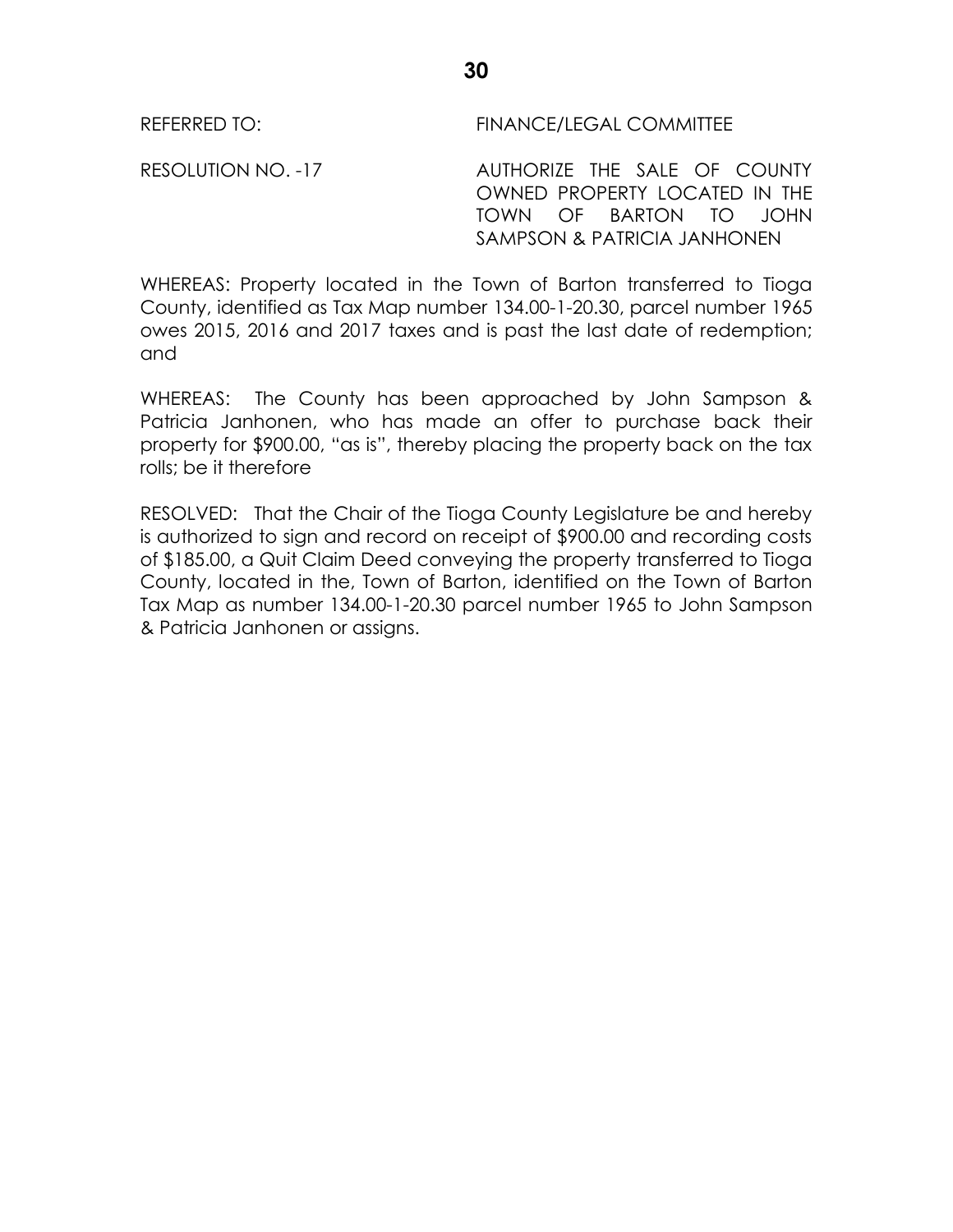REFERRED TO: FINANCE/LEGAL COMMITTEE

RESOLUTION NO. -17 AUTHORIZE THE SALE OF COUNTY OWNED PROPERTY LOCATED IN THE TOWN OF BARTON TO JOHN SAMPSON & PATRICIA JANHONEN

WHEREAS: Property located in the Town of Barton transferred to Tioga County, identified as Tax Map number 134.00-1-20.30, parcel number 1965 owes 2015, 2016 and 2017 taxes and is past the last date of redemption; and

WHEREAS: The County has been approached by John Sampson & Patricia Janhonen, who has made an offer to purchase back their property for $900.00, "as is", thereby placing the property back on the tax rolls; be it therefore

RESOLVED: That the Chair of the Tioga County Legislature be and hereby is authorized to sign and record on receipt of $900.00 and recording costs of $185.00, a Quit Claim Deed conveying the property transferred to Tioga County, located in the, Town of Barton, identified on the Town of Barton Tax Map as number 134.00-1-20.30 parcel number 1965 to John Sampson & Patricia Janhonen or assigns.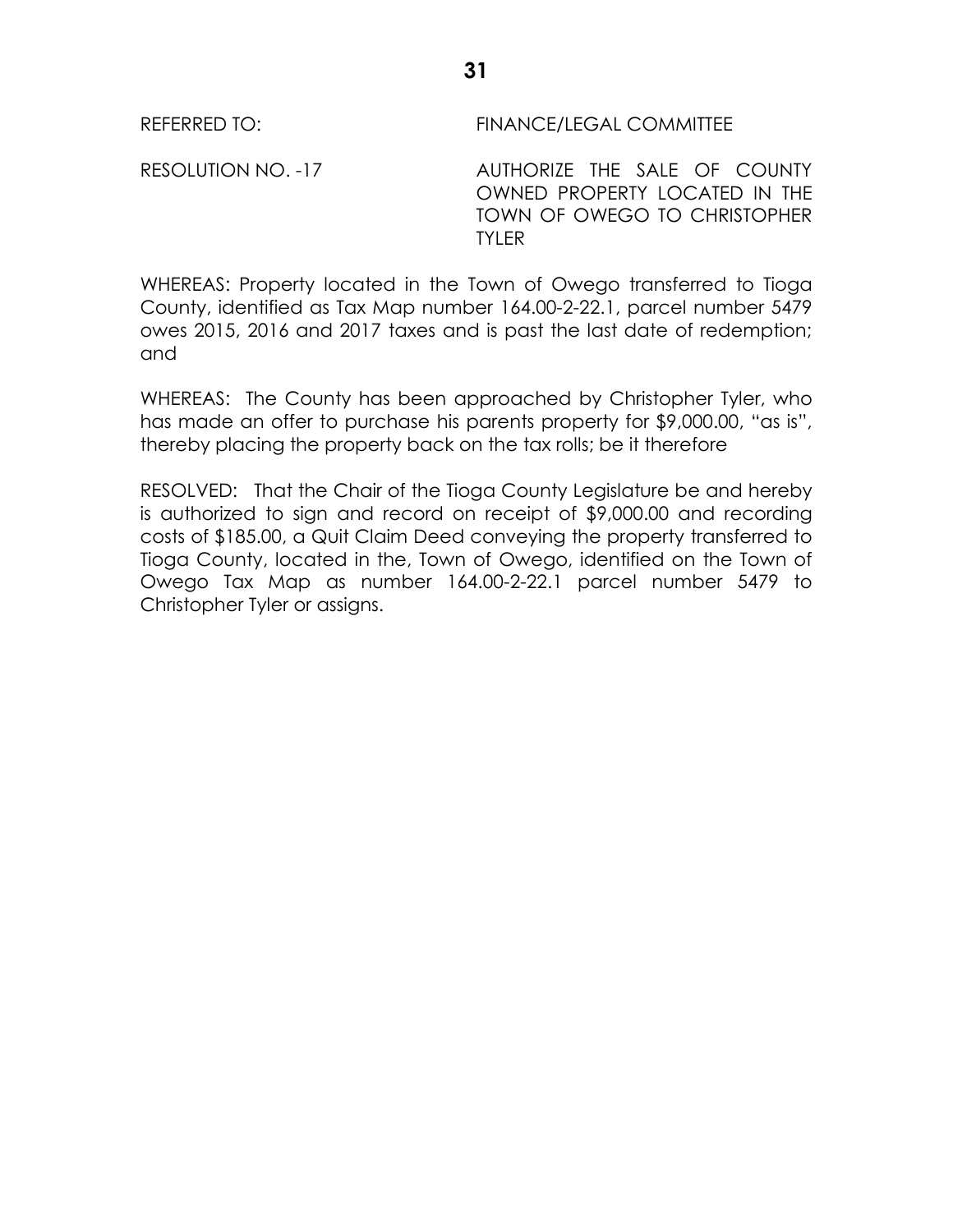REFERRED TO: FINANCE/LEGAL COMMITTEE

RESOLUTION NO. -17 AUTHORIZE THE SALE OF COUNTY OWNED PROPERTY LOCATED IN THE TOWN OF OWEGO TO CHRISTOPHER TYLER

WHEREAS: Property located in the Town of Owego transferred to Tioga County, identified as Tax Map number 164.00-2-22.1, parcel number 5479 owes 2015, 2016 and 2017 taxes and is past the last date of redemption; and

WHEREAS: The County has been approached by Christopher Tyler, who has made an offer to purchase his parents property for $9,000.00, "as is", thereby placing the property back on the tax rolls; be it therefore

RESOLVED: That the Chair of the Tioga County Legislature be and hereby is authorized to sign and record on receipt of $9,000.00 and recording costs of $185.00, a Quit Claim Deed conveying the property transferred to Tioga County, located in the, Town of Owego, identified on the Town of Owego Tax Map as number 164.00-2-22.1 parcel number 5479 to Christopher Tyler or assigns.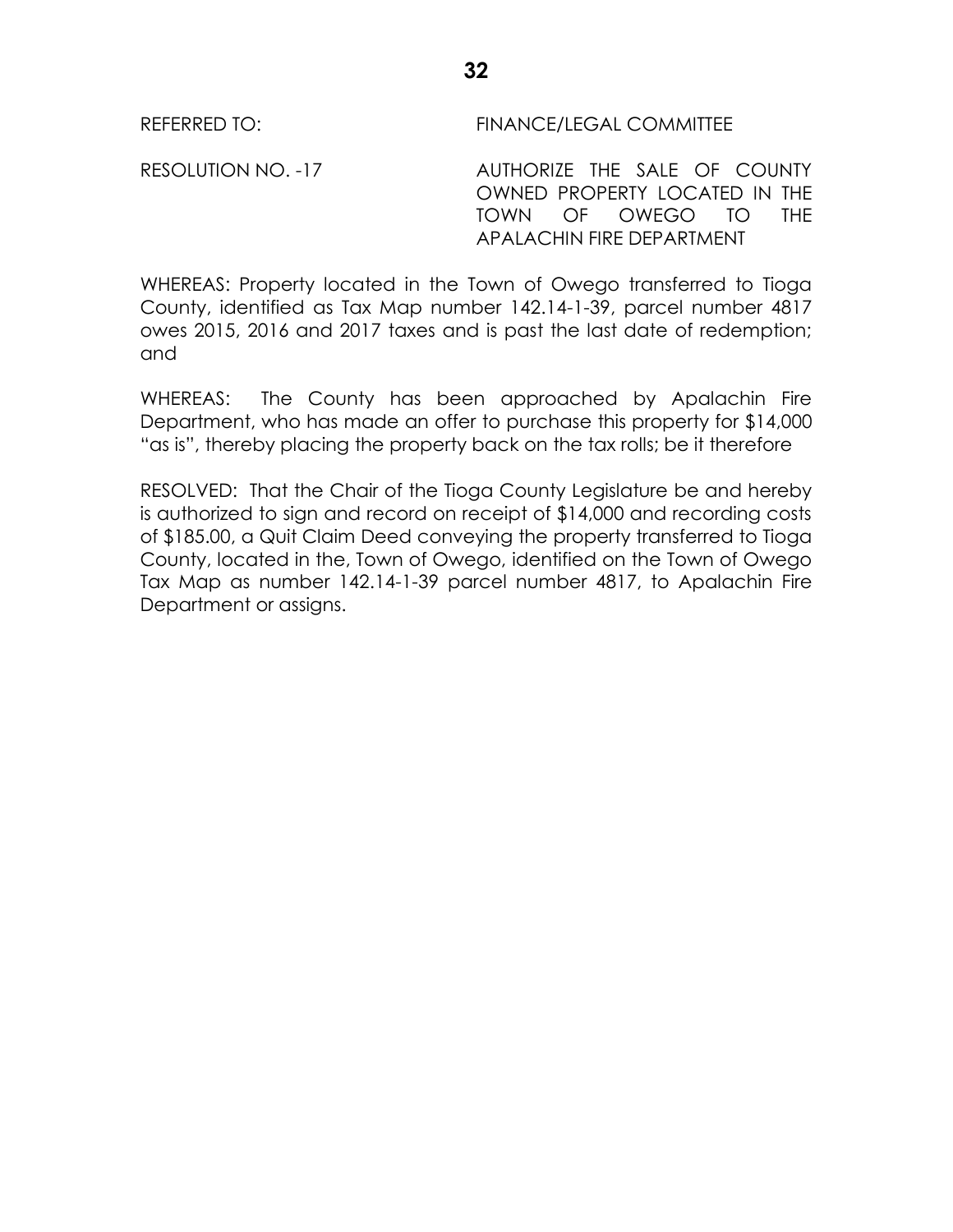REFERRED TO: FINANCE/LEGAL COMMITTEE

RESOLUTION NO. -17 AUTHORIZE THE SALE OF COUNTY OWNED PROPERTY LOCATED IN THE TOWN OF OWEGO TO THE APALACHIN FIRE DEPARTMENT

WHEREAS: Property located in the Town of Owego transferred to Tioga County, identified as Tax Map number 142.14-1-39, parcel number 4817 owes 2015, 2016 and 2017 taxes and is past the last date of redemption; and

WHEREAS: The County has been approached by Apalachin Fire Department, who has made an offer to purchase this property for $14,000 "as is", thereby placing the property back on the tax rolls; be it therefore

RESOLVED: That the Chair of the Tioga County Legislature be and hereby is authorized to sign and record on receipt of $14,000 and recording costs of $185.00, a Quit Claim Deed conveying the property transferred to Tioga County, located in the, Town of Owego, identified on the Town of Owego Tax Map as number 142.14-1-39 parcel number 4817, to Apalachin Fire Department or assigns.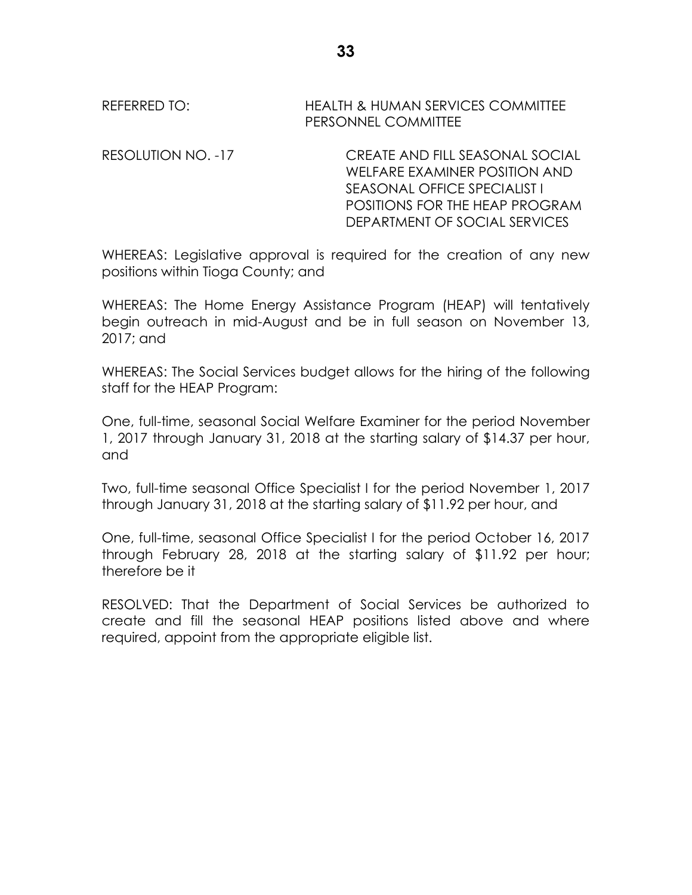REFERRED TO: HEALTH & HUMAN SERVICES COMMITTEE
PERSONNEL COMMITTEE

RESOLUTION NO. -17 CREATE AND FILL SEASONAL SOCIAL WELFARE EXAMINER POSITION AND SEASONAL OFFICE SPECIALIST I POSITIONS FOR THE HEAP PROGRAM DEPARTMENT OF SOCIAL SERVICES

WHEREAS: Legislative approval is required for the creation of any new positions within Tioga County; and

WHEREAS: The Home Energy Assistance Program (HEAP) will tentatively begin outreach in mid-August and be in full season on November 13, 2017; and

WHEREAS: The Social Services budget allows for the hiring of the following staff for the HEAP Program:

One, full-time, seasonal Social Welfare Examiner for the period November 1, 2017 through January 31, 2018 at the starting salary of $14.37 per hour, and

Two, full-time seasonal Office Specialist I for the period November 1, 2017 through January 31, 2018 at the starting salary of $11.92 per hour, and

One, full-time, seasonal Office Specialist I for the period October 16, 2017 through February 28, 2018 at the starting salary of $11.92 per hour; therefore be it

RESOLVED: That the Department of Social Services be authorized to create and fill the seasonal HEAP positions listed above and where required, appoint from the appropriate eligible list.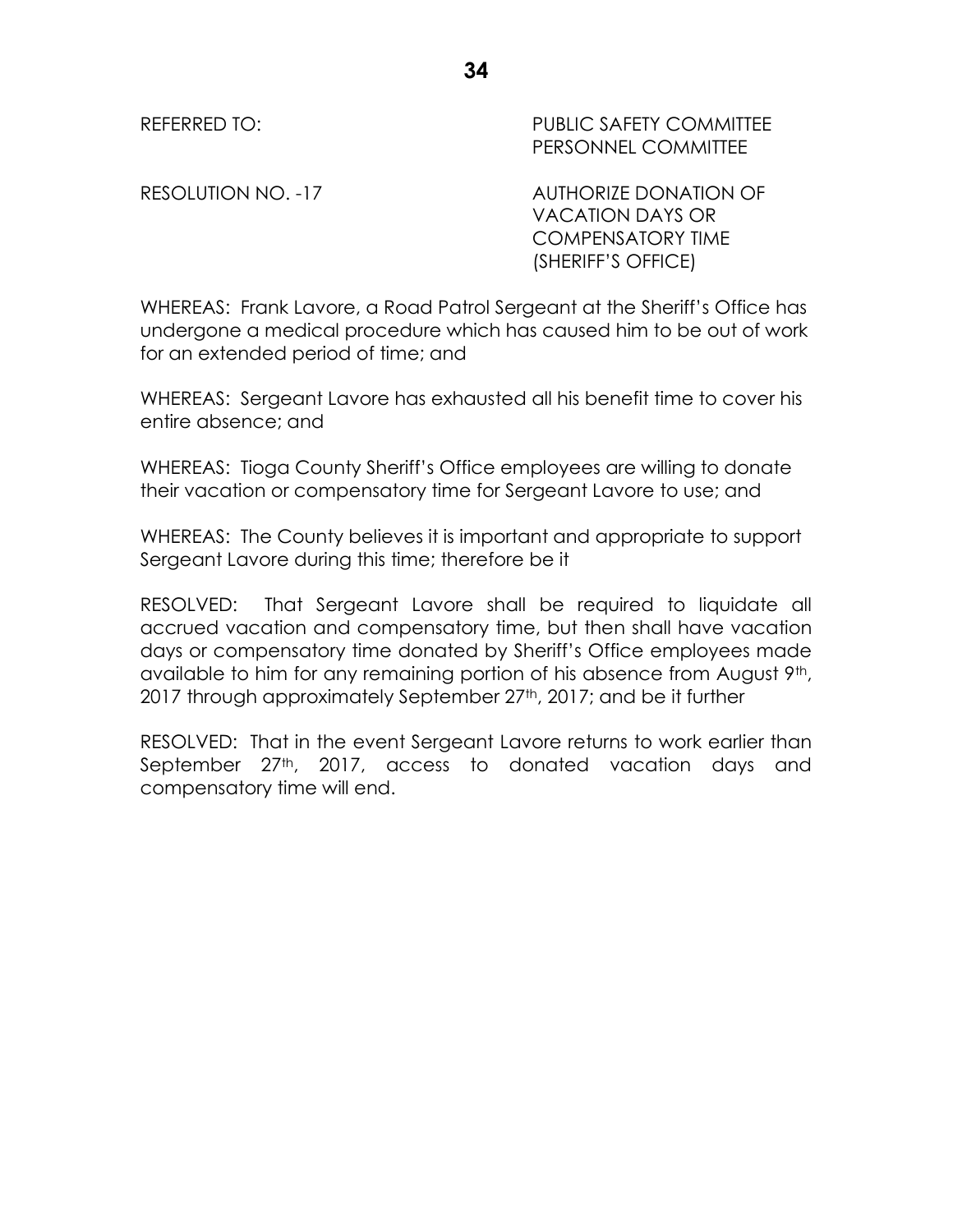REFERRED TO: PUBLIC SAFETY COMMITTEE
PERSONNEL COMMITTEE

RESOLUTION NO. -17 AUTHORIZE DONATION OF VACATION DAYS OR COMPENSATORY TIME (SHERIFF'S OFFICE)

WHEREAS: Frank Lavore, a Road Patrol Sergeant at the Sheriff's Office has undergone a medical procedure which has caused him to be out of work for an extended period of time; and

WHEREAS: Sergeant Lavore has exhausted all his benefit time to cover his entire absence; and

WHEREAS: Tioga County Sheriff's Office employees are willing to donate their vacation or compensatory time for Sergeant Lavore to use; and

WHEREAS: The County believes it is important and appropriate to support Sergeant Lavore during this time; therefore be it

RESOLVED: That Sergeant Lavore shall be required to liquidate all accrued vacation and compensatory time, but then shall have vacation days or compensatory time donated by Sheriff's Office employees made available to him for any remaining portion of his absence from August 9th, 2017 through approximately September 27th, 2017; and be it further

RESOLVED: That in the event Sergeant Lavore returns to work earlier than September 27th, 2017, access to donated vacation days and compensatory time will end.